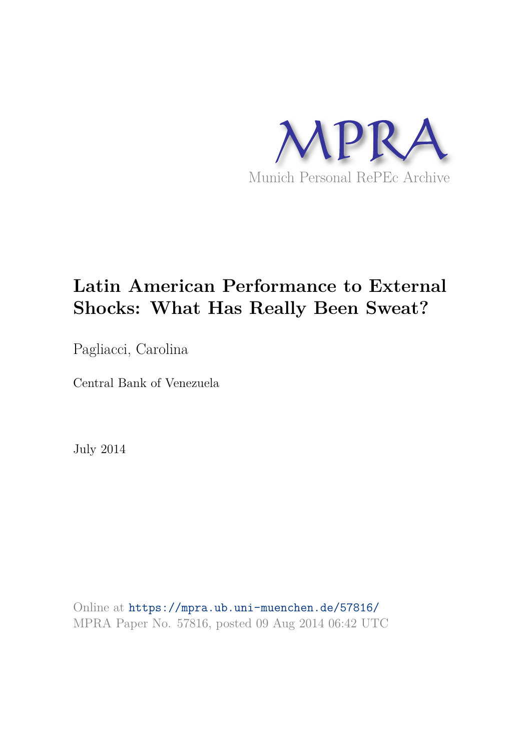MPRA

Munich Personal RePEc Archive

# Latin American Performance to External Shocks: What Has Really Been Sweat?

Pagliacci, Carolina

Central Bank of Venezuela

July 2014

Online at https://mpra.ub.uni-muenchen.de/57816/
MPRA Paper No. 57816, posted 09 Aug 2014 06:42 UTC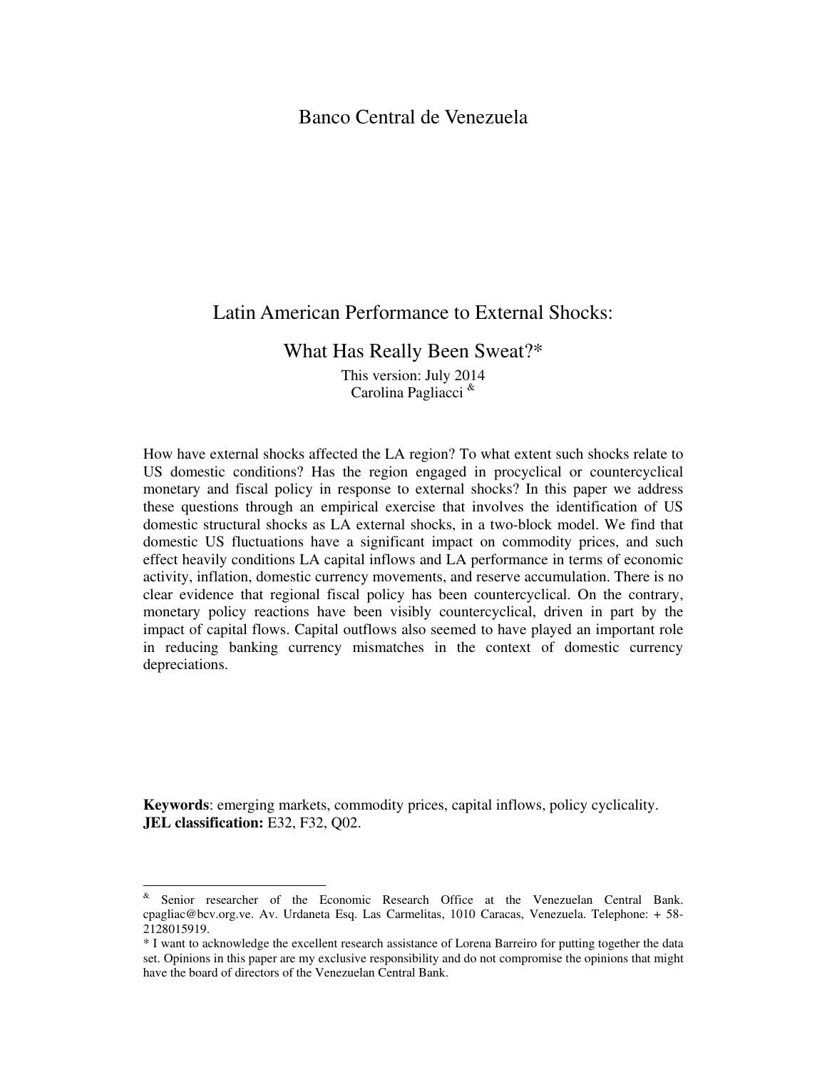Banco Central de Venezuela

# Latin American Performance to External Shocks:

# What Has Really Been Sweat?*

This version: July 2014

Carolina Pagliacci [&]

How have external shocks affected the LA region? To what extent such shocks relate to US domestic conditions? Has the region engaged in procyclical or countercyclical monetary and fiscal policy in response to external shocks? In this paper we address these questions through an empirical exercise that involves the identification of US domestic structural shocks as LA external shocks, in a two-block model. We find that domestic US fluctuations have a significant impact on commodity prices, and such effect heavily conditions LA capital inflows and LA performance in terms of economic activity, inflation, domestic currency movements, and reserve accumulation. There is no clear evidence that regional fiscal policy has been countercyclical. On the contrary, monetary policy reactions have been visibly countercyclical, driven in part by the impact of capital flows. Capital outflows also seemed to have played an important role in reducing banking currency mismatches in the context of domestic currency depreciations.

**Keywords**: emerging markets, commodity prices, capital inflows, policy cyclicality.
**JEL classification:** E32, F32, Q02.

---

[&] Senior researcher of the Economic Research Office at the Venezuelan Central Bank. cpagliac@bcv.org.ve. Av. Urdaneta Esq. Las Carmelitas, 1010 Caracas, Venezuela. Telephone: + 58-2128015919.

\* I want to acknowledge the excellent research assistance of Lorena Barreiro for putting together the data set. Opinions in this paper are my exclusive responsibility and do not compromise the opinions that might have the board of directors of the Venezuelan Central Bank.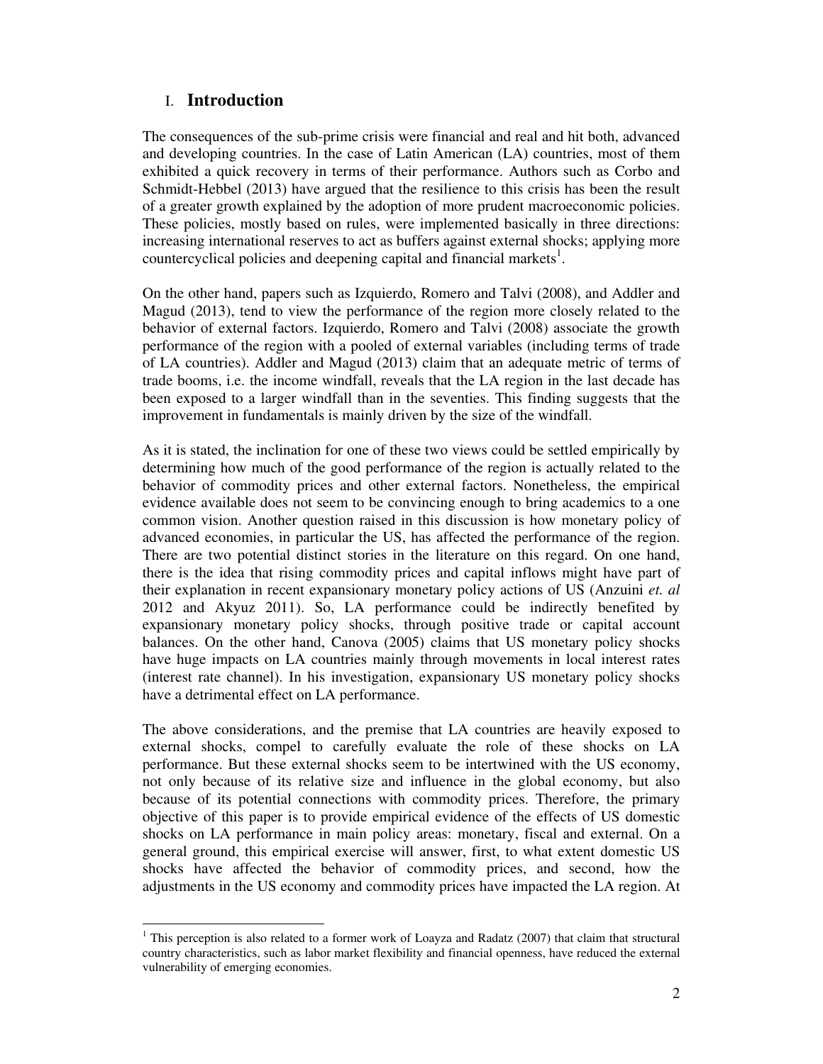# I. Introduction

The consequences of the sub-prime crisis were financial and real and hit both, advanced and developing countries. In the case of Latin American (LA) countries, most of them exhibited a quick recovery in terms of their performance. Authors such as Corbo and Schmidt-Hebbel (2013) have argued that the resilience to this crisis has been the result of a greater growth explained by the adoption of more prudent macroeconomic policies. These policies, mostly based on rules, were implemented basically in three directions: increasing international reserves to act as buffers against external shocks; applying more countercyclical policies and deepening capital and financial markets[1].

On the other hand, papers such as Izquierdo, Romero and Talvi (2008), and Addler and Magud (2013), tend to view the performance of the region more closely related to the behavior of external factors. Izquierdo, Romero and Talvi (2008) associate the growth performance of the region with a pooled of external variables (including terms of trade of LA countries). Addler and Magud (2013) claim that an adequate metric of terms of trade booms, i.e. the income windfall, reveals that the LA region in the last decade has been exposed to a larger windfall than in the seventies. This finding suggests that the improvement in fundamentals is mainly driven by the size of the windfall.

As it is stated, the inclination for one of these two views could be settled empirically by determining how much of the good performance of the region is actually related to the behavior of commodity prices and other external factors. Nonetheless, the empirical evidence available does not seem to be convincing enough to bring academics to a one common vision. Another question raised in this discussion is how monetary policy of advanced economies, in particular the US, has affected the performance of the region. There are two potential distinct stories in the literature on this regard. On one hand, there is the idea that rising commodity prices and capital inflows might have part of their explanation in recent expansionary monetary policy actions of US (Anzuini *et. al* 2012 and Akyuz 2011). So, LA performance could be indirectly benefited by expansionary monetary policy shocks, through positive trade or capital account balances. On the other hand, Canova (2005) claims that US monetary policy shocks have huge impacts on LA countries mainly through movements in local interest rates (interest rate channel). In his investigation, expansionary US monetary policy shocks have a detrimental effect on LA performance.

The above considerations, and the premise that LA countries are heavily exposed to external shocks, compel to carefully evaluate the role of these shocks on LA performance. But these external shocks seem to be intertwined with the US economy, not only because of its relative size and influence in the global economy, but also because of its potential connections with commodity prices. Therefore, the primary objective of this paper is to provide empirical evidence of the effects of US domestic shocks on LA performance in main policy areas: monetary, fiscal and external. On a general ground, this empirical exercise will answer, first, to what extent domestic US shocks have affected the behavior of commodity prices, and second, how the adjustments in the US economy and commodity prices have impacted the LA region. At

[1] This perception is also related to a former work of Loayza and Radatz (2007) that claim that structural country characteristics, such as labor market flexibility and financial openness, have reduced the external vulnerability of emerging economies.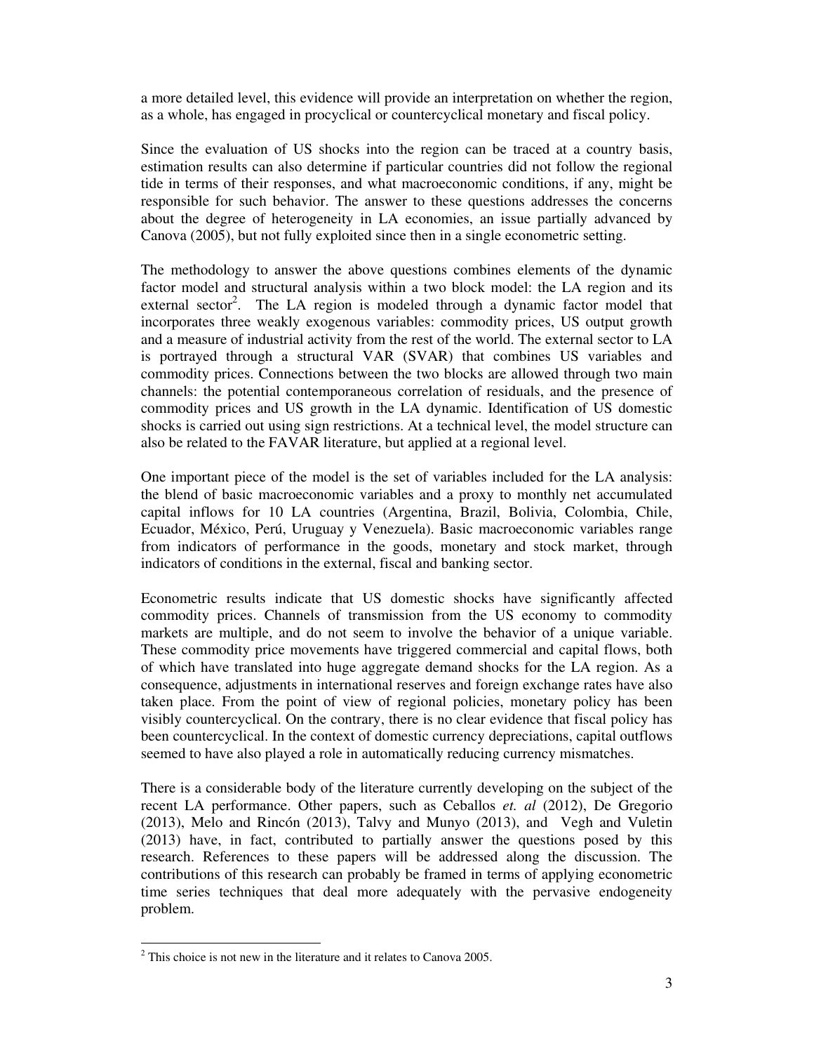a more detailed level, this evidence will provide an interpretation on whether the region, as a whole, has engaged in procyclical or countercyclical monetary and fiscal policy.

Since the evaluation of US shocks into the region can be traced at a country basis, estimation results can also determine if particular countries did not follow the regional tide in terms of their responses, and what macroeconomic conditions, if any, might be responsible for such behavior. The answer to these questions addresses the concerns about the degree of heterogeneity in LA economies, an issue partially advanced by Canova (2005), but not fully exploited since then in a single econometric setting.

The methodology to answer the above questions combines elements of the dynamic factor model and structural analysis within a two block model: the LA region and its external sector[2]. The LA region is modeled through a dynamic factor model that incorporates three weakly exogenous variables: commodity prices, US output growth and a measure of industrial activity from the rest of the world. The external sector to LA is portrayed through a structural VAR (SVAR) that combines US variables and commodity prices. Connections between the two blocks are allowed through two main channels: the potential contemporaneous correlation of residuals, and the presence of commodity prices and US growth in the LA dynamic. Identification of US domestic shocks is carried out using sign restrictions. At a technical level, the model structure can also be related to the FAVAR literature, but applied at a regional level.

One important piece of the model is the set of variables included for the LA analysis: the blend of basic macroeconomic variables and a proxy to monthly net accumulated capital inflows for 10 LA countries (Argentina, Brazil, Bolivia, Colombia, Chile, Ecuador, México, Perú, Uruguay y Venezuela). Basic macroeconomic variables range from indicators of performance in the goods, monetary and stock market, through indicators of conditions in the external, fiscal and banking sector.

Econometric results indicate that US domestic shocks have significantly affected commodity prices. Channels of transmission from the US economy to commodity markets are multiple, and do not seem to involve the behavior of a unique variable. These commodity price movements have triggered commercial and capital flows, both of which have translated into huge aggregate demand shocks for the LA region. As a consequence, adjustments in international reserves and foreign exchange rates have also taken place. From the point of view of regional policies, monetary policy has been visibly countercyclical. On the contrary, there is no clear evidence that fiscal policy has been countercyclical. In the context of domestic currency depreciations, capital outflows seemed to have also played a role in automatically reducing currency mismatches.

There is a considerable body of the literature currently developing on the subject of the recent LA performance. Other papers, such as Ceballos *et. al* (2012), De Gregorio (2013), Melo and Rincón (2013), Talvy and Munyo (2013), and Vegh and Vuletin (2013) have, in fact, contributed to partially answer the questions posed by this research. References to these papers will be addressed along the discussion. The contributions of this research can probably be framed in terms of applying econometric time series techniques that deal more adequately with the pervasive endogeneity problem.

[2] This choice is not new in the literature and it relates to Canova 2005.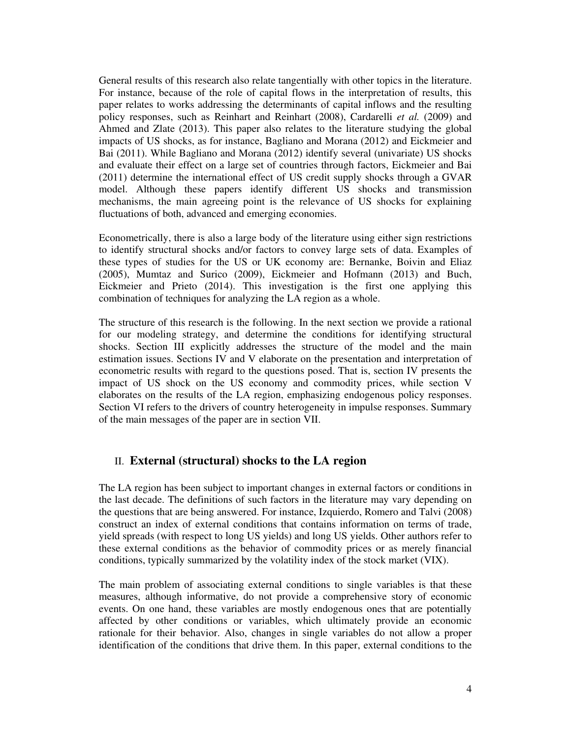General results of this research also relate tangentially with other topics in the literature. For instance, because of the role of capital flows in the interpretation of results, this paper relates to works addressing the determinants of capital inflows and the resulting policy responses, such as Reinhart and Reinhart (2008), Cardarelli *et al.* (2009) and Ahmed and Zlate (2013). This paper also relates to the literature studying the global impacts of US shocks, as for instance, Bagliano and Morana (2012) and Eickmeier and Bai (2011). While Bagliano and Morana (2012) identify several (univariate) US shocks and evaluate their effect on a large set of countries through factors, Eickmeier and Bai (2011) determine the international effect of US credit supply shocks through a GVAR model. Although these papers identify different US shocks and transmission mechanisms, the main agreeing point is the relevance of US shocks for explaining fluctuations of both, advanced and emerging economies.

Econometrically, there is also a large body of the literature using either sign restrictions to identify structural shocks and/or factors to convey large sets of data. Examples of these types of studies for the US or UK economy are: Bernanke, Boivin and Eliaz (2005), Mumtaz and Surico (2009), Eickmeier and Hofmann (2013) and Buch, Eickmeier and Prieto (2014). This investigation is the first one applying this combination of techniques for analyzing the LA region as a whole.

The structure of this research is the following. In the next section we provide a rational for our modeling strategy, and determine the conditions for identifying structural shocks. Section III explicitly addresses the structure of the model and the main estimation issues. Sections IV and V elaborate on the presentation and interpretation of econometric results with regard to the questions posed. That is, section IV presents the impact of US shock on the US economy and commodity prices, while section V elaborates on the results of the LA region, emphasizing endogenous policy responses. Section VI refers to the drivers of country heterogeneity in impulse responses. Summary of the main messages of the paper are in section VII.

## II. External (structural) shocks to the LA region

The LA region has been subject to important changes in external factors or conditions in the last decade. The definitions of such factors in the literature may vary depending on the questions that are being answered. For instance, Izquierdo, Romero and Talvi (2008) construct an index of external conditions that contains information on terms of trade, yield spreads (with respect to long US yields) and long US yields. Other authors refer to these external conditions as the behavior of commodity prices or as merely financial conditions, typically summarized by the volatility index of the stock market (VIX).

The main problem of associating external conditions to single variables is that these measures, although informative, do not provide a comprehensive story of economic events. On one hand, these variables are mostly endogenous ones that are potentially affected by other conditions or variables, which ultimately provide an economic rationale for their behavior. Also, changes in single variables do not allow a proper identification of the conditions that drive them. In this paper, external conditions to the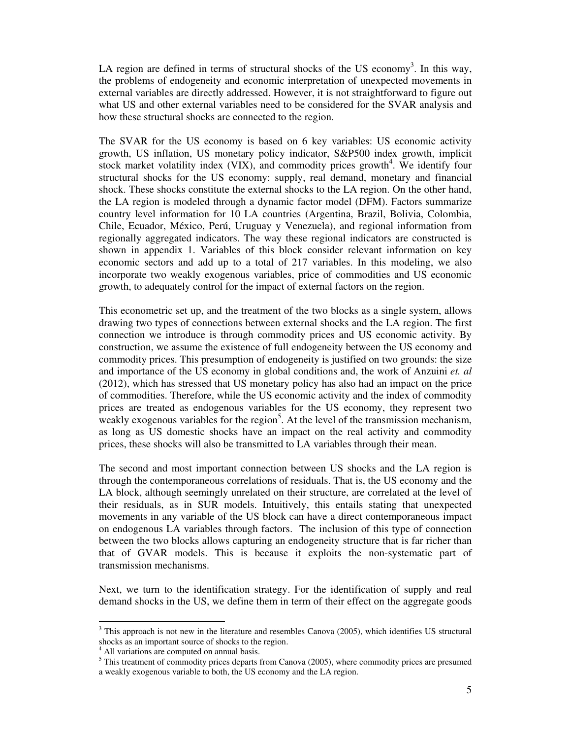LA region are defined in terms of structural shocks of the US economy[3]. In this way, the problems of endogeneity and economic interpretation of unexpected movements in external variables are directly addressed. However, it is not straightforward to figure out what US and other external variables need to be considered for the SVAR analysis and how these structural shocks are connected to the region.

The SVAR for the US economy is based on 6 key variables: US economic activity growth, US inflation, US monetary policy indicator, S&P500 index growth, implicit stock market volatility index (VIX), and commodity prices growth[4]. We identify four structural shocks for the US economy: supply, real demand, monetary and financial shock. These shocks constitute the external shocks to the LA region. On the other hand, the LA region is modeled through a dynamic factor model (DFM). Factors summarize country level information for 10 LA countries (Argentina, Brazil, Bolivia, Colombia, Chile, Ecuador, México, Perú, Uruguay y Venezuela), and regional information from regionally aggregated indicators. The way these regional indicators are constructed is shown in appendix 1. Variables of this block consider relevant information on key economic sectors and add up to a total of 217 variables. In this modeling, we also incorporate two weakly exogenous variables, price of commodities and US economic growth, to adequately control for the impact of external factors on the region.

This econometric set up, and the treatment of the two blocks as a single system, allows drawing two types of connections between external shocks and the LA region. The first connection we introduce is through commodity prices and US economic activity. By construction, we assume the existence of full endogeneity between the US economy and commodity prices. This presumption of endogeneity is justified on two grounds: the size and importance of the US economy in global conditions and, the work of Anzuini *et. al* (2012), which has stressed that US monetary policy has also had an impact on the price of commodities. Therefore, while the US economic activity and the index of commodity prices are treated as endogenous variables for the US economy, they represent two weakly exogenous variables for the region[5]. At the level of the transmission mechanism, as long as US domestic shocks have an impact on the real activity and commodity prices, these shocks will also be transmitted to LA variables through their mean.

The second and most important connection between US shocks and the LA region is through the contemporaneous correlations of residuals. That is, the US economy and the LA block, although seemingly unrelated on their structure, are correlated at the level of their residuals, as in SUR models. Intuitively, this entails stating that unexpected movements in any variable of the US block can have a direct contemporaneous impact on endogenous LA variables through factors. The inclusion of this type of connection between the two blocks allows capturing an endogeneity structure that is far richer than that of GVAR models. This is because it exploits the non-systematic part of transmission mechanisms.

Next, we turn to the identification strategy. For the identification of supply and real demand shocks in the US, we define them in term of their effect on the aggregate goods

---

[3] This approach is not new in the literature and resembles Canova (2005), which identifies US structural shocks as an important source of shocks to the region.

[4] All variations are computed on annual basis.

[5] This treatment of commodity prices departs from Canova (2005), where commodity prices are presumed a weakly exogenous variable to both, the US economy and the LA region.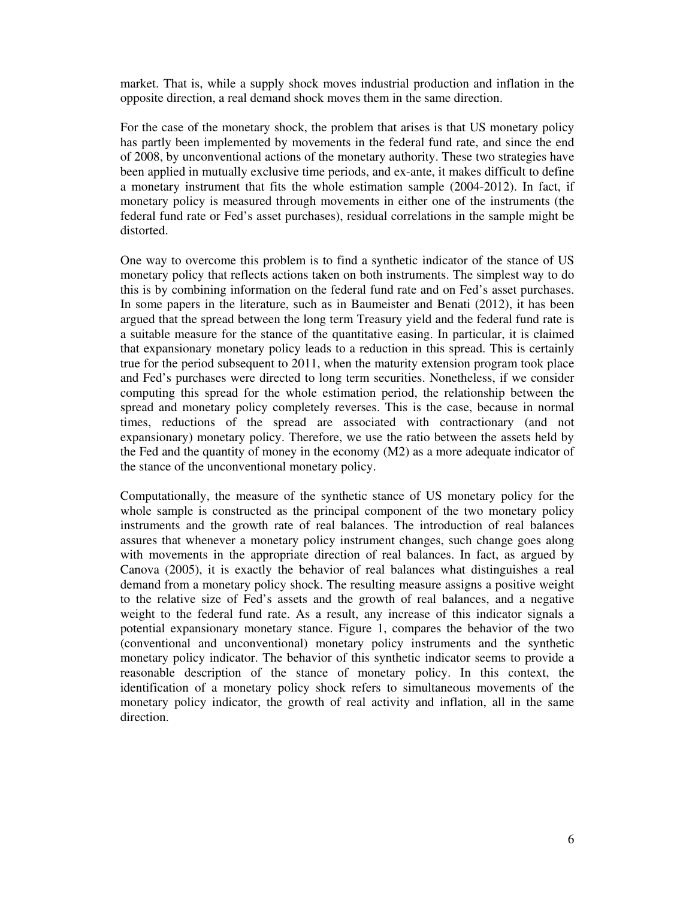market. That is, while a supply shock moves industrial production and inflation in the opposite direction, a real demand shock moves them in the same direction.

For the case of the monetary shock, the problem that arises is that US monetary policy has partly been implemented by movements in the federal fund rate, and since the end of 2008, by unconventional actions of the monetary authority. These two strategies have been applied in mutually exclusive time periods, and ex-ante, it makes difficult to define a monetary instrument that fits the whole estimation sample (2004-2012). In fact, if monetary policy is measured through movements in either one of the instruments (the federal fund rate or Fed's asset purchases), residual correlations in the sample might be distorted.

One way to overcome this problem is to find a synthetic indicator of the stance of US monetary policy that reflects actions taken on both instruments. The simplest way to do this is by combining information on the federal fund rate and on Fed's asset purchases. In some papers in the literature, such as in Baumeister and Benati (2012), it has been argued that the spread between the long term Treasury yield and the federal fund rate is a suitable measure for the stance of the quantitative easing. In particular, it is claimed that expansionary monetary policy leads to a reduction in this spread. This is certainly true for the period subsequent to 2011, when the maturity extension program took place and Fed's purchases were directed to long term securities. Nonetheless, if we consider computing this spread for the whole estimation period, the relationship between the spread and monetary policy completely reverses. This is the case, because in normal times, reductions of the spread are associated with contractionary (and not expansionary) monetary policy. Therefore, we use the ratio between the assets held by the Fed and the quantity of money in the economy (M2) as a more adequate indicator of the stance of the unconventional monetary policy.

Computationally, the measure of the synthetic stance of US monetary policy for the whole sample is constructed as the principal component of the two monetary policy instruments and the growth rate of real balances. The introduction of real balances assures that whenever a monetary policy instrument changes, such change goes along with movements in the appropriate direction of real balances. In fact, as argued by Canova (2005), it is exactly the behavior of real balances what distinguishes a real demand from a monetary policy shock. The resulting measure assigns a positive weight to the relative size of Fed's assets and the growth of real balances, and a negative weight to the federal fund rate. As a result, any increase of this indicator signals a potential expansionary monetary stance. Figure 1, compares the behavior of the two (conventional and unconventional) monetary policy instruments and the synthetic monetary policy indicator. The behavior of this synthetic indicator seems to provide a reasonable description of the stance of monetary policy. In this context, the identification of a monetary policy shock refers to simultaneous movements of the monetary policy indicator, the growth of real activity and inflation, all in the same direction.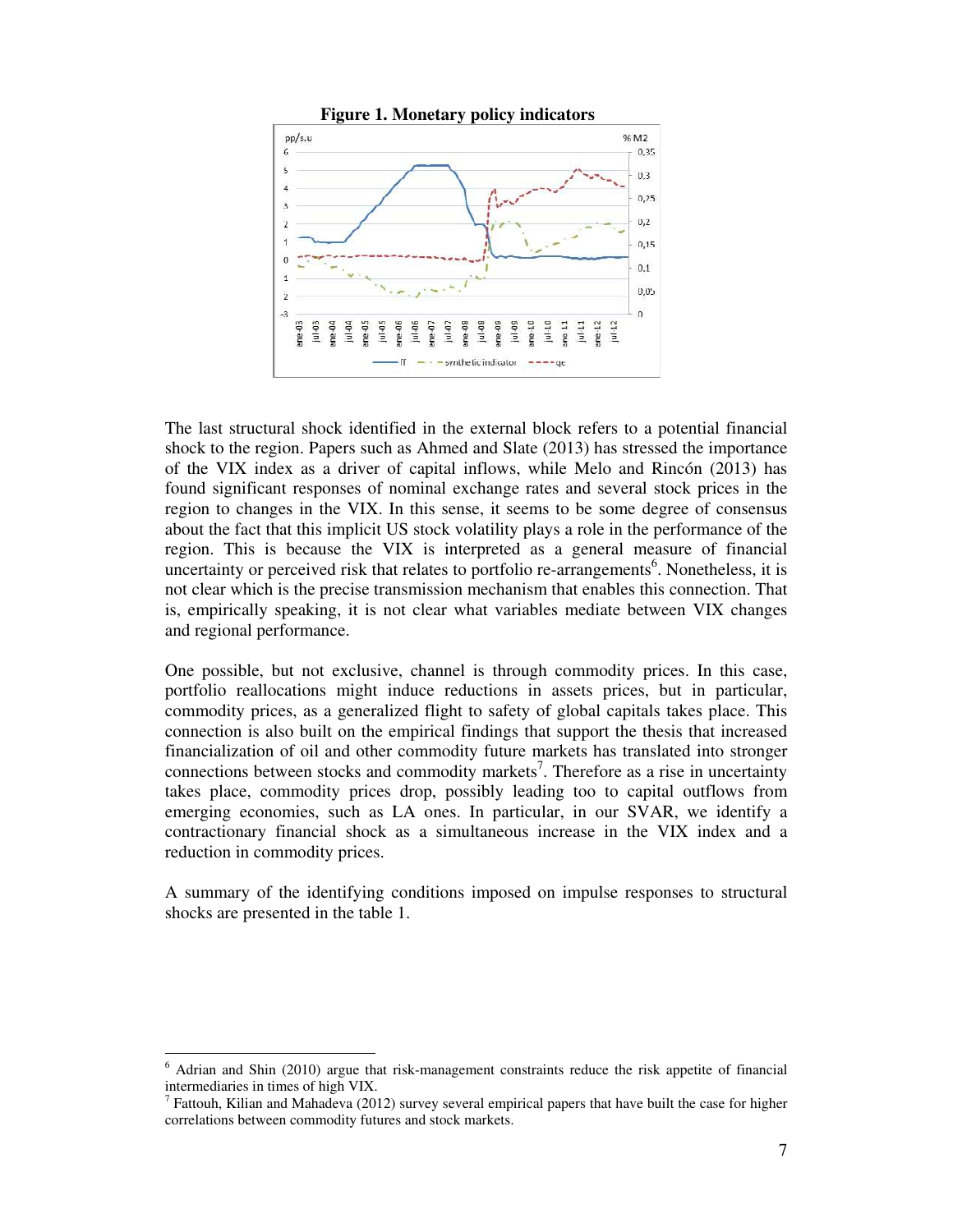**Figure 1. Monetary policy indicators**

The last structural shock identified in the external block refers to a potential financial shock to the region. Papers such as Ahmed and Slate (2013) has stressed the importance of the VIX index as a driver of capital inflows, while Melo and Rincón (2013) has found significant responses of nominal exchange rates and several stock prices in the region to changes in the VIX. In this sense, it seems to be some degree of consensus about the fact that this implicit US stock volatility plays a role in the performance of the region. This is because the VIX is interpreted as a general measure of financial uncertainty or perceived risk that relates to portfolio re-arrangements[6]. Nonetheless, it is not clear which is the precise transmission mechanism that enables this connection. That is, empirically speaking, it is not clear what variables mediate between VIX changes and regional performance.

One possible, but not exclusive, channel is through commodity prices. In this case, portfolio reallocations might induce reductions in assets prices, but in particular, commodity prices, as a generalized flight to safety of global capitals takes place. This connection is also built on the empirical findings that support the thesis that increased financialization of oil and other commodity future markets has translated into stronger connections between stocks and commodity markets[7]. Therefore as a rise in uncertainty takes place, commodity prices drop, possibly leading too to capital outflows from emerging economies, such as LA ones. In particular, in our SVAR, we identify a contractionary financial shock as a simultaneous increase in the VIX index and a reduction in commodity prices.

A summary of the identifying conditions imposed on impulse responses to structural shocks are presented in the table 1.

---

[6] Adrian and Shin (2010) argue that risk-management constraints reduce the risk appetite of financial intermediaries in times of high VIX.

[7] Fattouh, Kilian and Mahadeva (2012) survey several empirical papers that have built the case for higher correlations between commodity futures and stock markets.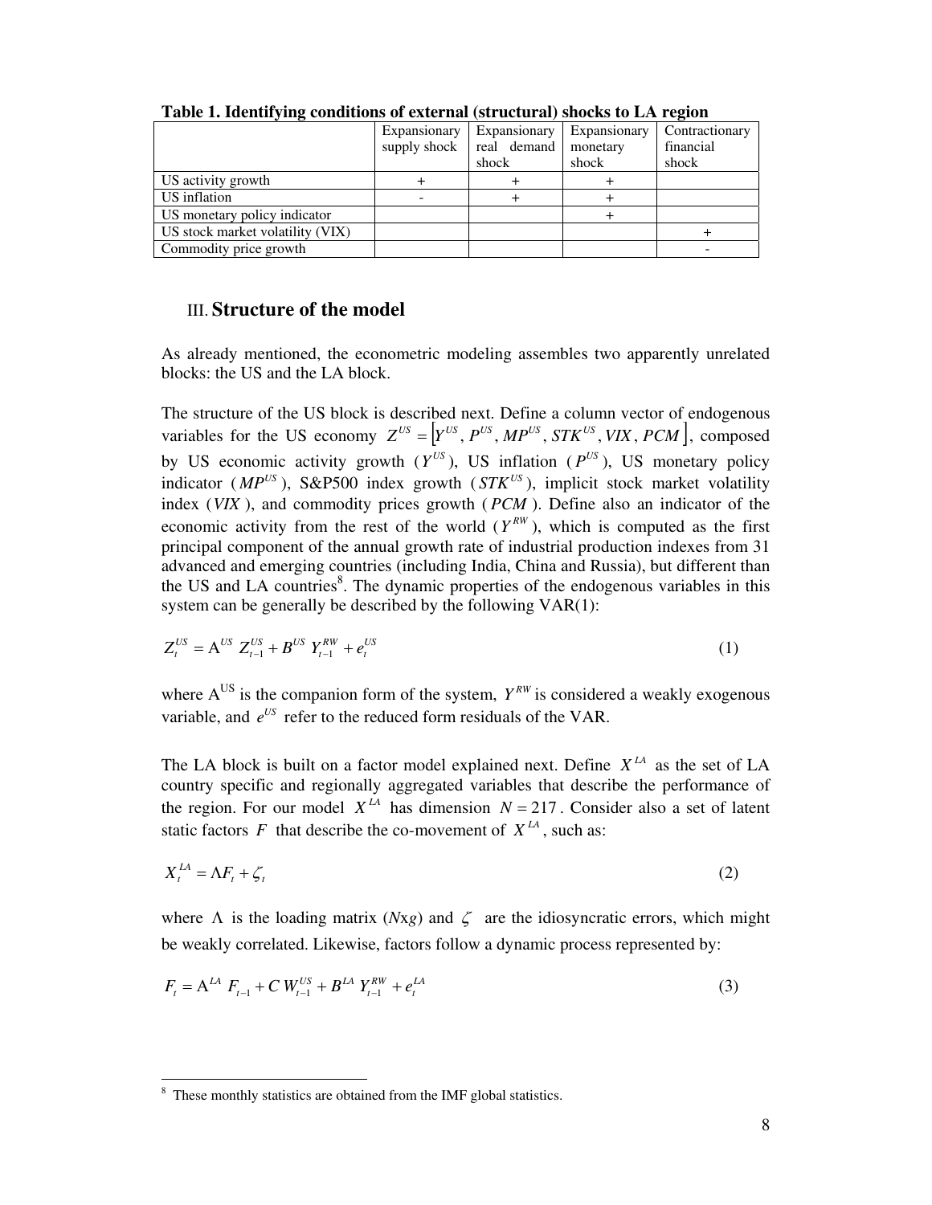**Table 1. Identifying conditions of external (structural) shocks to LA region**

| | Expansionary supply shock | Expansionary real demand shock | Expansionary monetary shock | Contractionary financial shock |
|---|---|---|---|---|
| US activity growth | + | + | + | |
| US inflation | - | + | + | |
| US monetary policy indicator | | | + | |
| US stock market volatility (VIX) | | | | + |
| Commodity price growth | | | | - |

## III. Structure of the model

As already mentioned, the econometric modeling assembles two apparently unrelated blocks: the US and the LA block.

The structure of the US block is described next. Define a column vector of endogenous variables for the US economy $Z^{US} = \left[Y^{US}, P^{US}, MP^{US}, STK^{US}, VIX, PCM\right]$, composed by US economic activity growth ($Y^{US}$), US inflation ($P^{US}$), US monetary policy indicator ($MP^{US}$), S&P500 index growth ($STK^{US}$), implicit stock market volatility index ($VIX$), and commodity prices growth ($PCM$). Define also an indicator of the economic activity from the rest of the world ($Y^{RW}$), which is computed as the first principal component of the annual growth rate of industrial production indexes from 31 advanced and emerging countries (including India, China and Russia), but different than the US and LA countries[8]. The dynamic properties of the endogenous variables in this system can be generally be described by the following VAR(1):

$$Z_t^{US} = \mathrm{A}^{US}\, Z_{t-1}^{US} + B^{US}\, Y_{t-1}^{RW} + e_t^{US} \tag{1}$$

where $\mathrm{A}^{US}$ is the companion form of the system, $Y^{RW}$ is considered a weakly exogenous variable, and $e^{US}$ refer to the reduced form residuals of the VAR.

The LA block is built on a factor model explained next. Define $X^{LA}$ as the set of LA country specific and regionally aggregated variables that describe the performance of the region. For our model $X^{LA}$ has dimension $N = 217$. Consider also a set of latent static factors $F$ that describe the co-movement of $X^{LA}$, such as:

$$X_t^{LA} = \Lambda F_t + \zeta_t \tag{2}$$

where $\Lambda$ is the loading matrix ($N$x$g$) and $\zeta$ are the idiosyncratic errors, which might be weakly correlated. Likewise, factors follow a dynamic process represented by:

$$F_t = \mathrm{A}^{LA}\, F_{t-1} + C\, W_{t-1}^{US} + B^{LA}\, Y_{t-1}^{RW} + e_t^{LA} \tag{3}$$

[8] These monthly statistics are obtained from the IMF global statistics.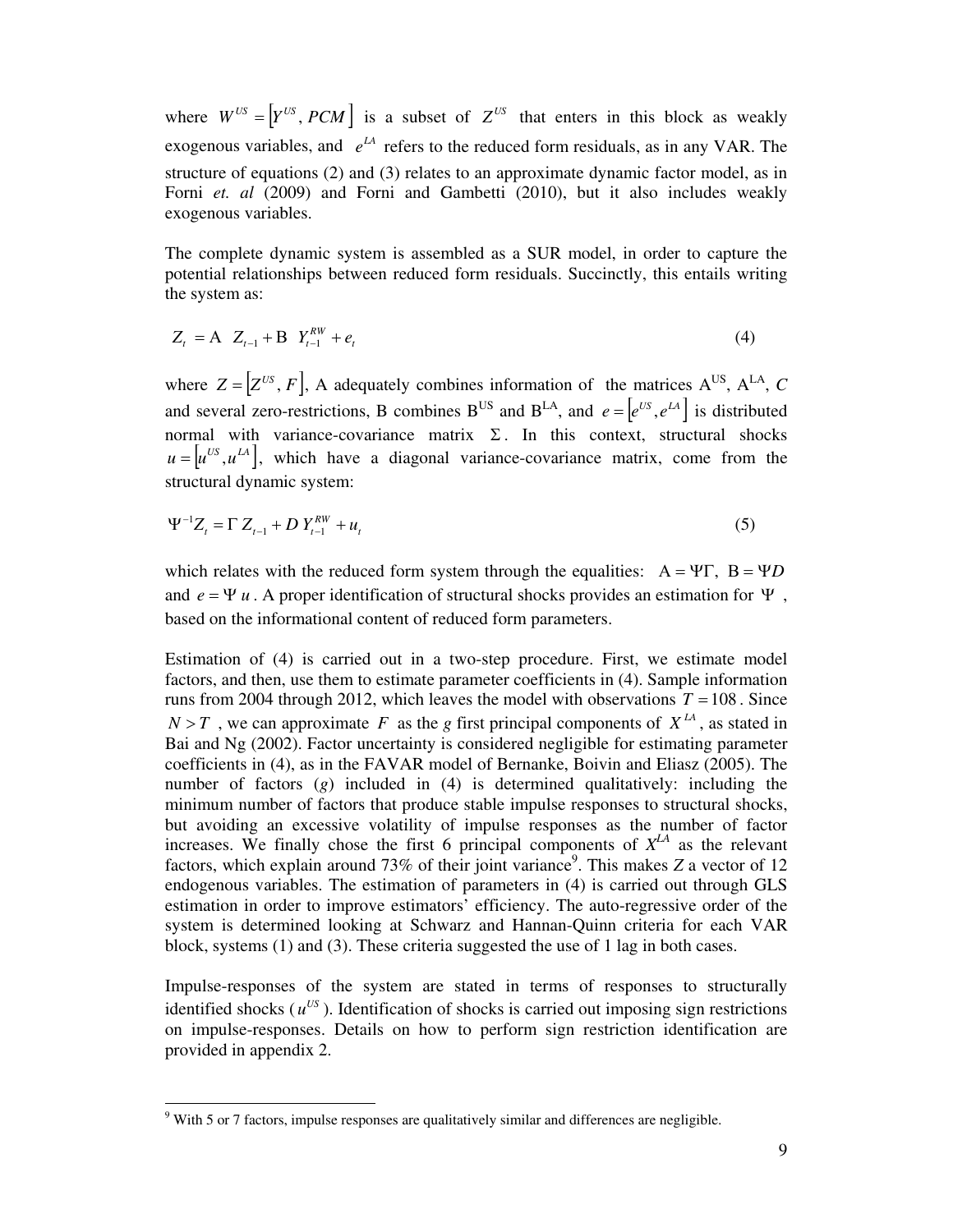where $W^{US} = \left[Y^{US}, PCM\right]$ is a subset of $Z^{US}$ that enters in this block as weakly exogenous variables, and $e^{LA}$ refers to the reduced form residuals, as in any VAR. The structure of equations (2) and (3) relates to an approximate dynamic factor model, as in Forni *et. al* (2009) and Forni and Gambetti (2010), but it also includes weakly exogenous variables.

The complete dynamic system is assembled as a SUR model, in order to capture the potential relationships between reduced form residuals. Succinctly, this entails writing the system as:

$$Z_t = \text{A} \;\; Z_{t-1} + \text{B} \;\; Y_{t-1}^{RW} + e_t \tag{4}$$

where $Z = \left[Z^{US}, F\right]$, A adequately combines information of the matrices $\text{A}^{\text{US}}$, $\text{A}^{\text{LA}}$, $C$ and several zero-restrictions, B combines $\text{B}^{\text{US}}$ and $\text{B}^{\text{LA}}$, and $e = \left[e^{US}, e^{LA}\right]$ is distributed normal with variance-covariance matrix $\Sigma$. In this context, structural shocks $u = \left[u^{US}, u^{LA}\right]$, which have a diagonal variance-covariance matrix, come from the structural dynamic system:

$$\Psi^{-1} Z_t = \Gamma \, Z_{t-1} + D \, Y_{t-1}^{RW} + u_t \tag{5}$$

which relates with the reduced form system through the equalities: $\text{A} = \Psi\Gamma$, $\text{B} = \Psi D$ and $e = \Psi \, u$. A proper identification of structural shocks provides an estimation for $\Psi$, based on the informational content of reduced form parameters.

Estimation of (4) is carried out in a two-step procedure. First, we estimate model factors, and then, use them to estimate parameter coefficients in (4). Sample information runs from 2004 through 2012, which leaves the model with observations $T = 108$. Since $N > T$, we can approximate $F$ as the $g$ first principal components of $X^{LA}$, as stated in Bai and Ng (2002). Factor uncertainty is considered negligible for estimating parameter coefficients in (4), as in the FAVAR model of Bernanke, Boivin and Eliasz (2005). The number of factors ($g$) included in (4) is determined qualitatively: including the minimum number of factors that produce stable impulse responses to structural shocks, but avoiding an excessive volatility of impulse responses as the number of factor increases. We finally chose the first 6 principal components of $X^{LA}$ as the relevant factors, which explain around 73% of their joint variance[9]. This makes $Z$ a vector of 12 endogenous variables. The estimation of parameters in (4) is carried out through GLS estimation in order to improve estimators' efficiency. The auto-regressive order of the system is determined looking at Schwarz and Hannan-Quinn criteria for each VAR block, systems (1) and (3). These criteria suggested the use of 1 lag in both cases.

Impulse-responses of the system are stated in terms of responses to structurally identified shocks ($u^{US}$). Identification of shocks is carried out imposing sign restrictions on impulse-responses. Details on how to perform sign restriction identification are provided in appendix 2.

[9] With 5 or 7 factors, impulse responses are qualitatively similar and differences are negligible.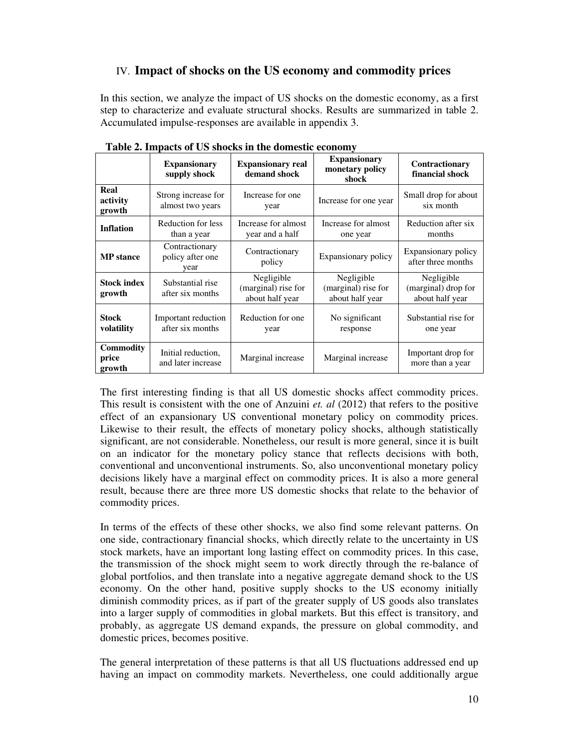## IV. Impact of shocks on the US economy and commodity prices

In this section, we analyze the impact of US shocks on the domestic economy, as a first step to characterize and evaluate structural shocks. Results are summarized in table 2. Accumulated impulse-responses are available in appendix 3.

**Table 2. Impacts of US shocks in the domestic economy**

| | Expansionary supply shock | Expansionary real demand shock | Expansionary monetary policy shock | Contractionary financial shock |
|---|---|---|---|---|
| **Real activity growth** | Strong increase for almost two years | Increase for one year | Increase for one year | Small drop for about six month |
| **Inflation** | Reduction for less than a year | Increase for almost year and a half | Increase for almost one year | Reduction after six months |
| **MP stance** | Contractionary policy after one year | Contractionary policy | Expansionary policy | Expansionary policy after three months |
| **Stock index growth** | Substantial rise after six months | Negligible (marginal) rise for about half year | Negligible (marginal) rise for about half year | Negligible (marginal) drop for about half year |
| **Stock volatility** | Important reduction after six months | Reduction for one year | No significant response | Substantial rise for one year |
| **Commodity price growth** | Initial reduction, and later increase | Marginal increase | Marginal increase | Important drop for more than a year |

The first interesting finding is that all US domestic shocks affect commodity prices. This result is consistent with the one of Anzuini *et. al* (2012) that refers to the positive effect of an expansionary US conventional monetary policy on commodity prices. Likewise to their result, the effects of monetary policy shocks, although statistically significant, are not considerable. Nonetheless, our result is more general, since it is built on an indicator for the monetary policy stance that reflects decisions with both, conventional and unconventional instruments. So, also unconventional monetary policy decisions likely have a marginal effect on commodity prices. It is also a more general result, because there are three more US domestic shocks that relate to the behavior of commodity prices.

In terms of the effects of these other shocks, we also find some relevant patterns. On one side, contractionary financial shocks, which directly relate to the uncertainty in US stock markets, have an important long lasting effect on commodity prices. In this case, the transmission of the shock might seem to work directly through the re-balance of global portfolios, and then translate into a negative aggregate demand shock to the US economy. On the other hand, positive supply shocks to the US economy initially diminish commodity prices, as if part of the greater supply of US goods also translates into a larger supply of commodities in global markets. But this effect is transitory, and probably, as aggregate US demand expands, the pressure on global commodity, and domestic prices, becomes positive.

The general interpretation of these patterns is that all US fluctuations addressed end up having an impact on commodity markets. Nevertheless, one could additionally argue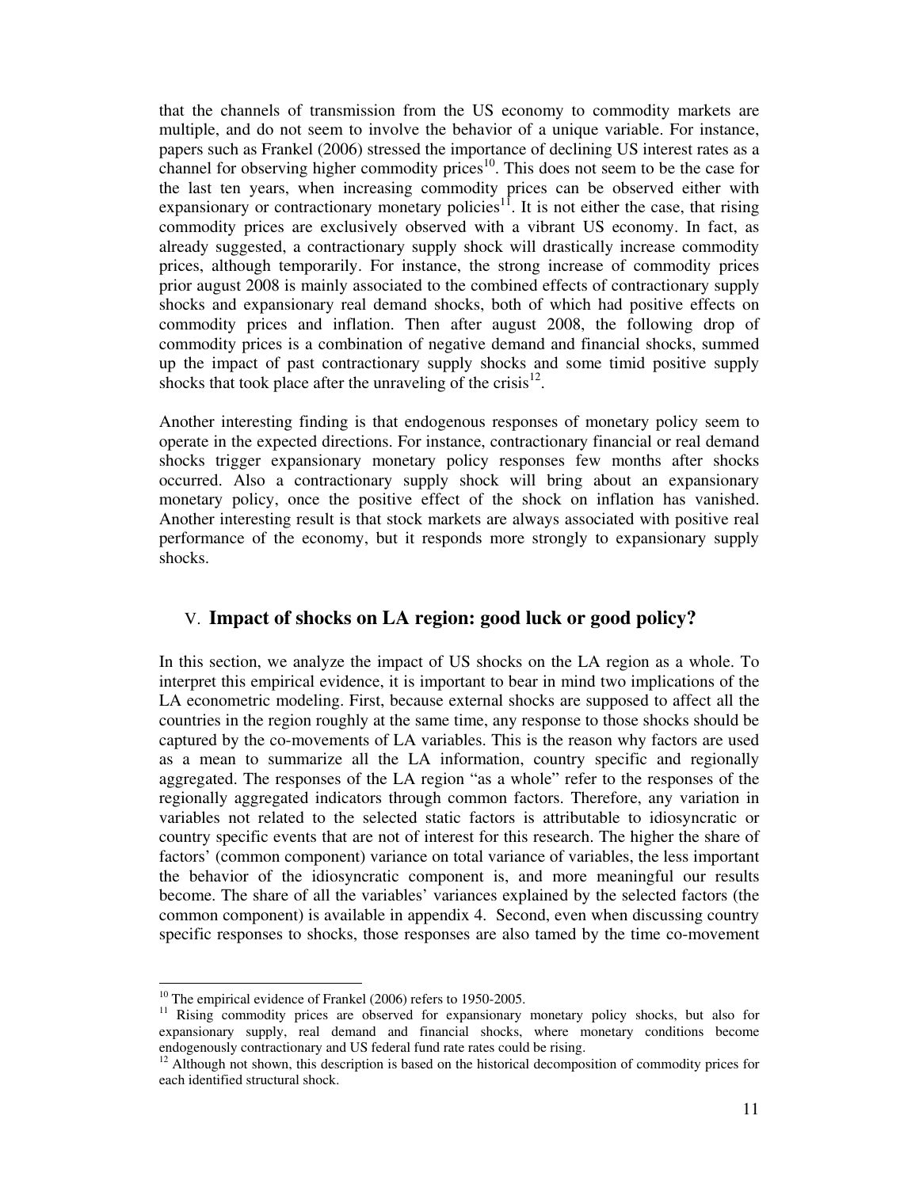that the channels of transmission from the US economy to commodity markets are multiple, and do not seem to involve the behavior of a unique variable. For instance, papers such as Frankel (2006) stressed the importance of declining US interest rates as a channel for observing higher commodity prices[10]. This does not seem to be the case for the last ten years, when increasing commodity prices can be observed either with expansionary or contractionary monetary policies[11]. It is not either the case, that rising commodity prices are exclusively observed with a vibrant US economy. In fact, as already suggested, a contractionary supply shock will drastically increase commodity prices, although temporarily. For instance, the strong increase of commodity prices prior august 2008 is mainly associated to the combined effects of contractionary supply shocks and expansionary real demand shocks, both of which had positive effects on commodity prices and inflation. Then after august 2008, the following drop of commodity prices is a combination of negative demand and financial shocks, summed up the impact of past contractionary supply shocks and some timid positive supply shocks that took place after the unraveling of the crisis[12].

Another interesting finding is that endogenous responses of monetary policy seem to operate in the expected directions. For instance, contractionary financial or real demand shocks trigger expansionary monetary policy responses few months after shocks occurred. Also a contractionary supply shock will bring about an expansionary monetary policy, once the positive effect of the shock on inflation has vanished. Another interesting result is that stock markets are always associated with positive real performance of the economy, but it responds more strongly to expansionary supply shocks.

## V. Impact of shocks on LA region: good luck or good policy?

In this section, we analyze the impact of US shocks on the LA region as a whole. To interpret this empirical evidence, it is important to bear in mind two implications of the LA econometric modeling. First, because external shocks are supposed to affect all the countries in the region roughly at the same time, any response to those shocks should be captured by the co-movements of LA variables. This is the reason why factors are used as a mean to summarize all the LA information, country specific and regionally aggregated. The responses of the LA region "as a whole" refer to the responses of the regionally aggregated indicators through common factors. Therefore, any variation in variables not related to the selected static factors is attributable to idiosyncratic or country specific events that are not of interest for this research. The higher the share of factors' (common component) variance on total variance of variables, the less important the behavior of the idiosyncratic component is, and more meaningful our results become. The share of all the variables' variances explained by the selected factors (the common component) is available in appendix 4. Second, even when discussing country specific responses to shocks, those responses are also tamed by the time co-movement

---

[10] The empirical evidence of Frankel (2006) refers to 1950-2005.

[11] Rising commodity prices are observed for expansionary monetary policy shocks, but also for expansionary supply, real demand and financial shocks, where monetary conditions become endogenously contractionary and US federal fund rate rates could be rising.

[12] Although not shown, this description is based on the historical decomposition of commodity prices for each identified structural shock.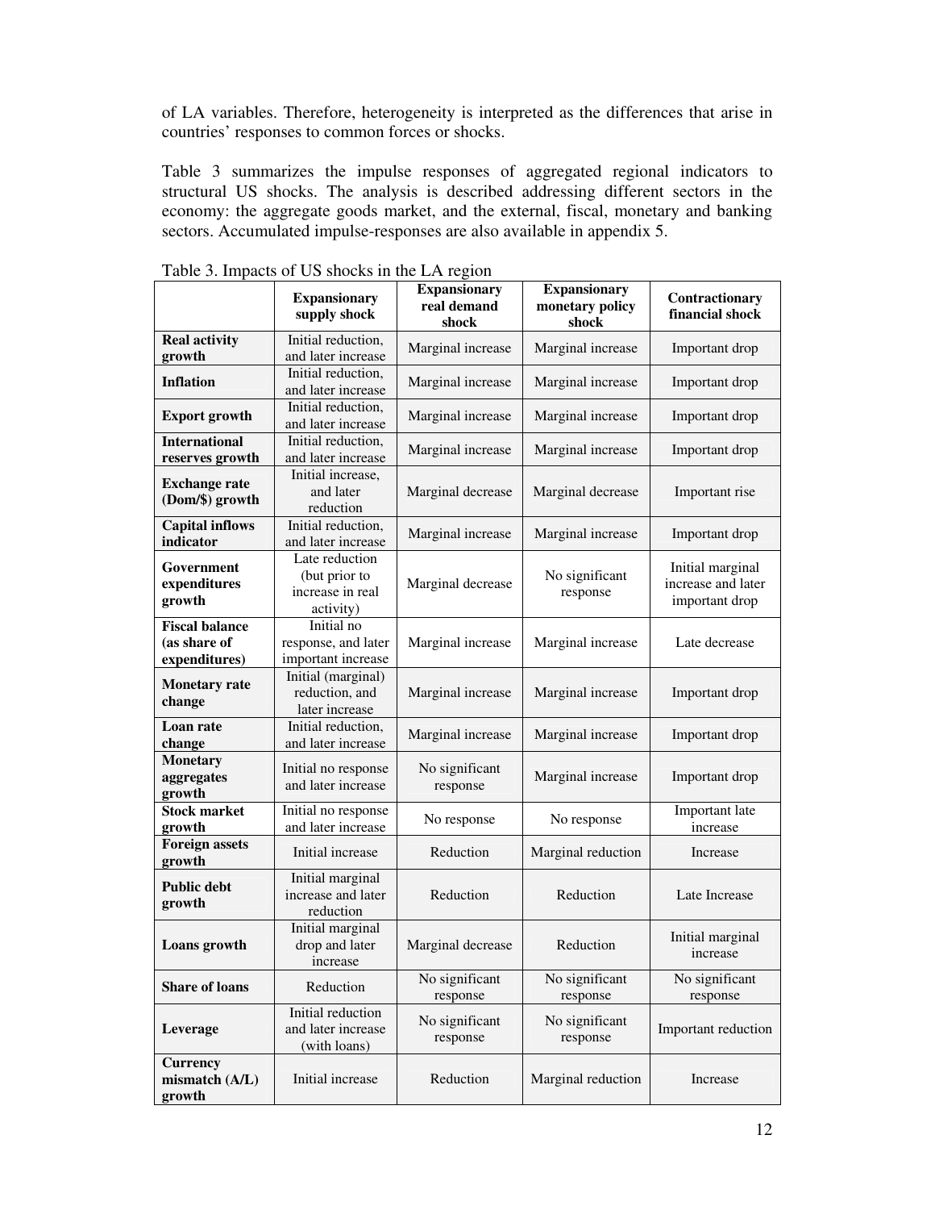of LA variables. Therefore, heterogeneity is interpreted as the differences that arise in countries' responses to common forces or shocks.

Table 3 summarizes the impulse responses of aggregated regional indicators to structural US shocks. The analysis is described addressing different sectors in the economy: the aggregate goods market, and the external, fiscal, monetary and banking sectors. Accumulated impulse-responses are also available in appendix 5.

Table 3. Impacts of US shocks in the LA region

| | Expansionary supply shock | Expansionary real demand shock | Expansionary monetary policy shock | Contractionary financial shock |
|---|---|---|---|---|
| **Real activity growth** | Initial reduction, and later increase | Marginal increase | Marginal increase | Important drop |
| **Inflation** | Initial reduction, and later increase | Marginal increase | Marginal increase | Important drop |
| **Export growth** | Initial reduction, and later increase | Marginal increase | Marginal increase | Important drop |
| **International reserves growth** | Initial reduction, and later increase | Marginal increase | Marginal increase | Important drop |
| **Exchange rate (Dom/$) growth** | Initial increase, and later reduction | Marginal decrease | Marginal decrease | Important rise |
| **Capital inflows indicator** | Initial reduction, and later increase | Marginal increase | Marginal increase | Important drop |
| **Government expenditures growth** | Late reduction (but prior to increase in real activity) | Marginal decrease | No significant response | Initial marginal increase and later important drop |
| **Fiscal balance (as share of expenditures)** | Initial no response, and later important increase | Marginal increase | Marginal increase | Late decrease |
| **Monetary rate change** | Initial (marginal) reduction, and later increase | Marginal increase | Marginal increase | Important drop |
| **Loan rate change** | Initial reduction, and later increase | Marginal increase | Marginal increase | Important drop |
| **Monetary aggregates growth** | Initial no response and later increase | No significant response | Marginal increase | Important drop |
| **Stock market growth** | Initial no response and later increase | No response | No response | Important late increase |
| **Foreign assets growth** | Initial increase | Reduction | Marginal reduction | Increase |
| **Public debt growth** | Initial marginal increase and later reduction | Reduction | Reduction | Late Increase |
| **Loans growth** | Initial marginal drop and later increase | Marginal decrease | Reduction | Initial marginal increase |
| **Share of loans** | Reduction | No significant response | No significant response | No significant response |
| **Leverage** | Initial reduction and later increase (with loans) | No significant response | No significant response | Important reduction |
| **Currency mismatch (A/L) growth** | Initial increase | Reduction | Marginal reduction | Increase |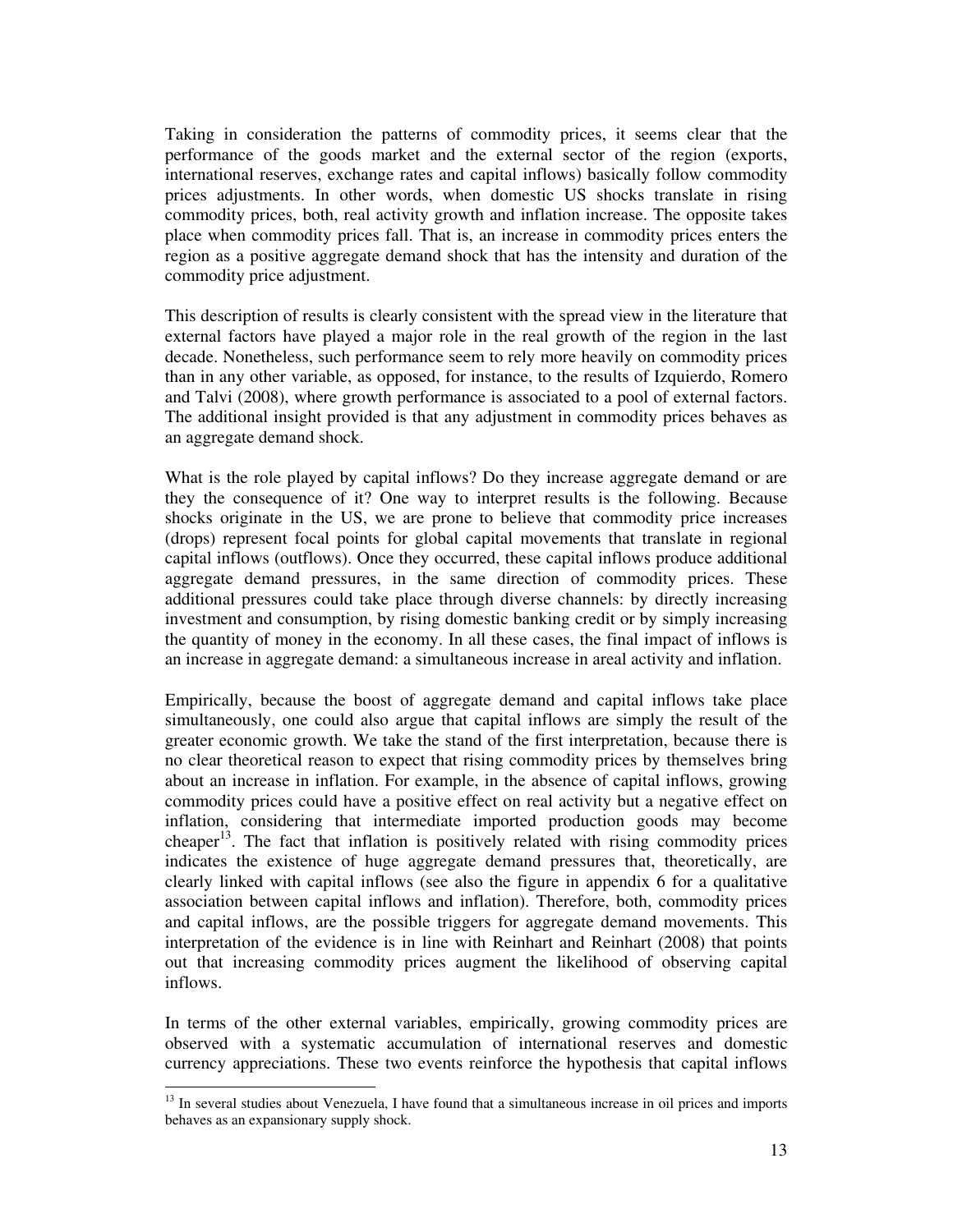Taking in consideration the patterns of commodity prices, it seems clear that the performance of the goods market and the external sector of the region (exports, international reserves, exchange rates and capital inflows) basically follow commodity prices adjustments. In other words, when domestic US shocks translate in rising commodity prices, both, real activity growth and inflation increase. The opposite takes place when commodity prices fall. That is, an increase in commodity prices enters the region as a positive aggregate demand shock that has the intensity and duration of the commodity price adjustment.

This description of results is clearly consistent with the spread view in the literature that external factors have played a major role in the real growth of the region in the last decade. Nonetheless, such performance seem to rely more heavily on commodity prices than in any other variable, as opposed, for instance, to the results of Izquierdo, Romero and Talvi (2008), where growth performance is associated to a pool of external factors. The additional insight provided is that any adjustment in commodity prices behaves as an aggregate demand shock.

What is the role played by capital inflows? Do they increase aggregate demand or are they the consequence of it? One way to interpret results is the following. Because shocks originate in the US, we are prone to believe that commodity price increases (drops) represent focal points for global capital movements that translate in regional capital inflows (outflows). Once they occurred, these capital inflows produce additional aggregate demand pressures, in the same direction of commodity prices. These additional pressures could take place through diverse channels: by directly increasing investment and consumption, by rising domestic banking credit or by simply increasing the quantity of money in the economy. In all these cases, the final impact of inflows is an increase in aggregate demand: a simultaneous increase in areal activity and inflation.

Empirically, because the boost of aggregate demand and capital inflows take place simultaneously, one could also argue that capital inflows are simply the result of the greater economic growth. We take the stand of the first interpretation, because there is no clear theoretical reason to expect that rising commodity prices by themselves bring about an increase in inflation. For example, in the absence of capital inflows, growing commodity prices could have a positive effect on real activity but a negative effect on inflation, considering that intermediate imported production goods may become cheaper[13]. The fact that inflation is positively related with rising commodity prices indicates the existence of huge aggregate demand pressures that, theoretically, are clearly linked with capital inflows (see also the figure in appendix 6 for a qualitative association between capital inflows and inflation). Therefore, both, commodity prices and capital inflows, are the possible triggers for aggregate demand movements. This interpretation of the evidence is in line with Reinhart and Reinhart (2008) that points out that increasing commodity prices augment the likelihood of observing capital inflows.

In terms of the other external variables, empirically, growing commodity prices are observed with a systematic accumulation of international reserves and domestic currency appreciations. These two events reinforce the hypothesis that capital inflows

[13] In several studies about Venezuela, I have found that a simultaneous increase in oil prices and imports behaves as an expansionary supply shock.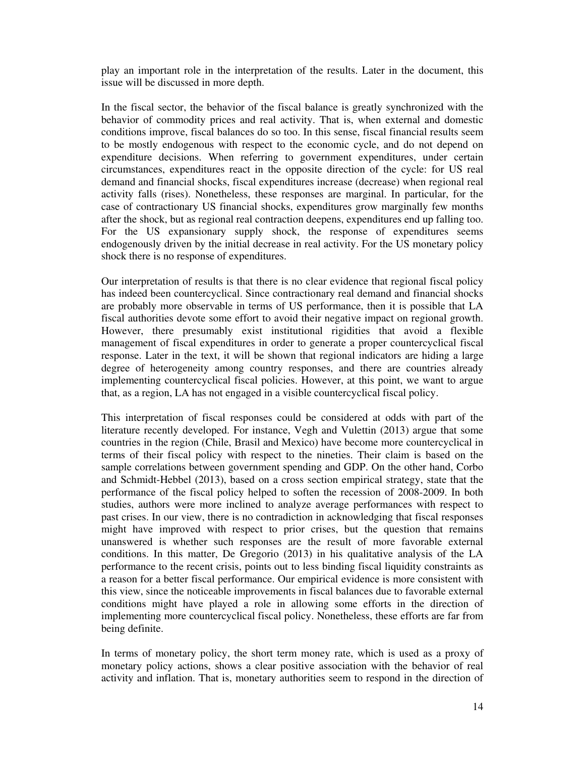play an important role in the interpretation of the results. Later in the document, this issue will be discussed in more depth.

In the fiscal sector, the behavior of the fiscal balance is greatly synchronized with the behavior of commodity prices and real activity. That is, when external and domestic conditions improve, fiscal balances do so too. In this sense, fiscal financial results seem to be mostly endogenous with respect to the economic cycle, and do not depend on expenditure decisions. When referring to government expenditures, under certain circumstances, expenditures react in the opposite direction of the cycle: for US real demand and financial shocks, fiscal expenditures increase (decrease) when regional real activity falls (rises). Nonetheless, these responses are marginal. In particular, for the case of contractionary US financial shocks, expenditures grow marginally few months after the shock, but as regional real contraction deepens, expenditures end up falling too. For the US expansionary supply shock, the response of expenditures seems endogenously driven by the initial decrease in real activity. For the US monetary policy shock there is no response of expenditures.

Our interpretation of results is that there is no clear evidence that regional fiscal policy has indeed been countercyclical. Since contractionary real demand and financial shocks are probably more observable in terms of US performance, then it is possible that LA fiscal authorities devote some effort to avoid their negative impact on regional growth. However, there presumably exist institutional rigidities that avoid a flexible management of fiscal expenditures in order to generate a proper countercyclical fiscal response. Later in the text, it will be shown that regional indicators are hiding a large degree of heterogeneity among country responses, and there are countries already implementing countercyclical fiscal policies. However, at this point, we want to argue that, as a region, LA has not engaged in a visible countercyclical fiscal policy.

This interpretation of fiscal responses could be considered at odds with part of the literature recently developed. For instance, Vegh and Vulettin (2013) argue that some countries in the region (Chile, Brasil and Mexico) have become more countercyclical in terms of their fiscal policy with respect to the nineties. Their claim is based on the sample correlations between government spending and GDP. On the other hand, Corbo and Schmidt-Hebbel (2013), based on a cross section empirical strategy, state that the performance of the fiscal policy helped to soften the recession of 2008-2009. In both studies, authors were more inclined to analyze average performances with respect to past crises. In our view, there is no contradiction in acknowledging that fiscal responses might have improved with respect to prior crises, but the question that remains unanswered is whether such responses are the result of more favorable external conditions. In this matter, De Gregorio (2013) in his qualitative analysis of the LA performance to the recent crisis, points out to less binding fiscal liquidity constraints as a reason for a better fiscal performance. Our empirical evidence is more consistent with this view, since the noticeable improvements in fiscal balances due to favorable external conditions might have played a role in allowing some efforts in the direction of implementing more countercyclical fiscal policy. Nonetheless, these efforts are far from being definite.

In terms of monetary policy, the short term money rate, which is used as a proxy of monetary policy actions, shows a clear positive association with the behavior of real activity and inflation. That is, monetary authorities seem to respond in the direction of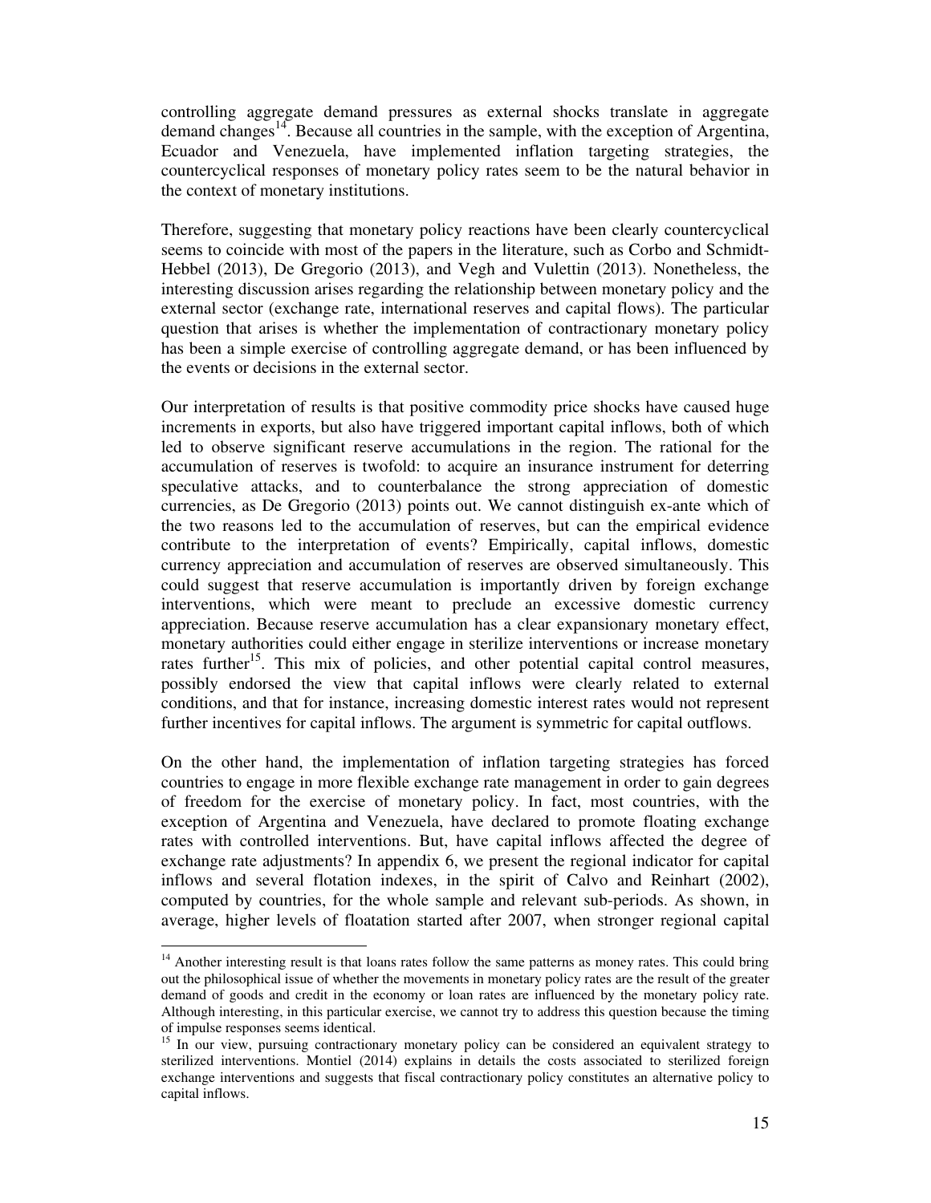controlling aggregate demand pressures as external shocks translate in aggregate demand changes[14]. Because all countries in the sample, with the exception of Argentina, Ecuador and Venezuela, have implemented inflation targeting strategies, the countercyclical responses of monetary policy rates seem to be the natural behavior in the context of monetary institutions.

Therefore, suggesting that monetary policy reactions have been clearly countercyclical seems to coincide with most of the papers in the literature, such as Corbo and Schmidt-Hebbel (2013), De Gregorio (2013), and Vegh and Vulettin (2013). Nonetheless, the interesting discussion arises regarding the relationship between monetary policy and the external sector (exchange rate, international reserves and capital flows). The particular question that arises is whether the implementation of contractionary monetary policy has been a simple exercise of controlling aggregate demand, or has been influenced by the events or decisions in the external sector.

Our interpretation of results is that positive commodity price shocks have caused huge increments in exports, but also have triggered important capital inflows, both of which led to observe significant reserve accumulations in the region. The rational for the accumulation of reserves is twofold: to acquire an insurance instrument for deterring speculative attacks, and to counterbalance the strong appreciation of domestic currencies, as De Gregorio (2013) points out. We cannot distinguish ex-ante which of the two reasons led to the accumulation of reserves, but can the empirical evidence contribute to the interpretation of events? Empirically, capital inflows, domestic currency appreciation and accumulation of reserves are observed simultaneously. This could suggest that reserve accumulation is importantly driven by foreign exchange interventions, which were meant to preclude an excessive domestic currency appreciation. Because reserve accumulation has a clear expansionary monetary effect, monetary authorities could either engage in sterilize interventions or increase monetary rates further[15]. This mix of policies, and other potential capital control measures, possibly endorsed the view that capital inflows were clearly related to external conditions, and that for instance, increasing domestic interest rates would not represent further incentives for capital inflows. The argument is symmetric for capital outflows.

On the other hand, the implementation of inflation targeting strategies has forced countries to engage in more flexible exchange rate management in order to gain degrees of freedom for the exercise of monetary policy. In fact, most countries, with the exception of Argentina and Venezuela, have declared to promote floating exchange rates with controlled interventions. But, have capital inflows affected the degree of exchange rate adjustments? In appendix 6, we present the regional indicator for capital inflows and several flotation indexes, in the spirit of Calvo and Reinhart (2002), computed by countries, for the whole sample and relevant sub-periods. As shown, in average, higher levels of floatation started after 2007, when stronger regional capital

[14] Another interesting result is that loans rates follow the same patterns as money rates. This could bring out the philosophical issue of whether the movements in monetary policy rates are the result of the greater demand of goods and credit in the economy or loan rates are influenced by the monetary policy rate. Although interesting, in this particular exercise, we cannot try to address this question because the timing of impulse responses seems identical.

[15] In our view, pursuing contractionary monetary policy can be considered an equivalent strategy to sterilized interventions. Montiel (2014) explains in details the costs associated to sterilized foreign exchange interventions and suggests that fiscal contractionary policy constitutes an alternative policy to capital inflows.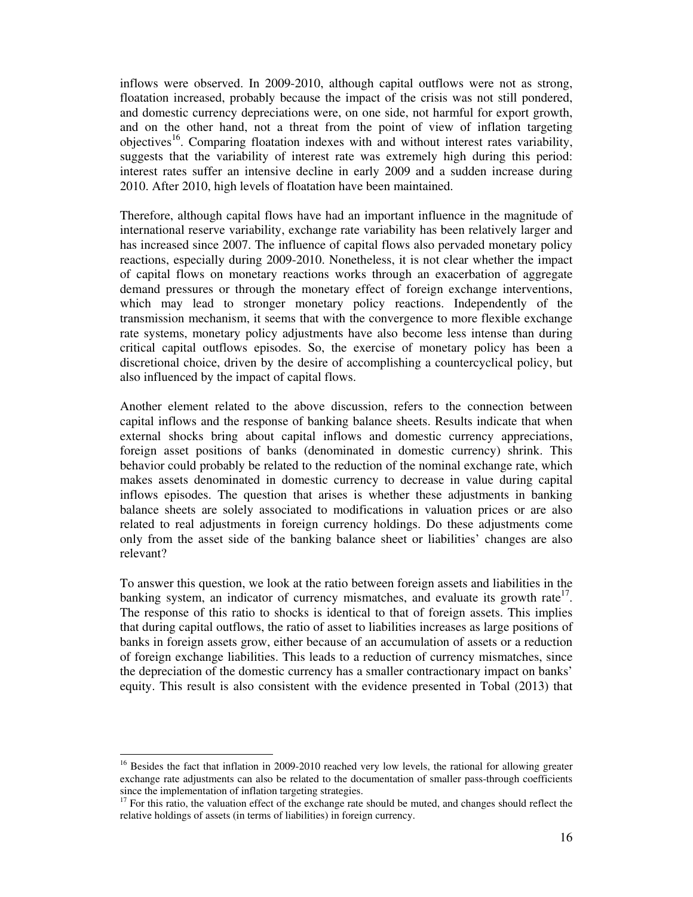inflows were observed. In 2009-2010, although capital outflows were not as strong, floatation increased, probably because the impact of the crisis was not still pondered, and domestic currency depreciations were, on one side, not harmful for export growth, and on the other hand, not a threat from the point of view of inflation targeting objectives[16]. Comparing floatation indexes with and without interest rates variability, suggests that the variability of interest rate was extremely high during this period: interest rates suffer an intensive decline in early 2009 and a sudden increase during 2010. After 2010, high levels of floatation have been maintained.

Therefore, although capital flows have had an important influence in the magnitude of international reserve variability, exchange rate variability has been relatively larger and has increased since 2007. The influence of capital flows also pervaded monetary policy reactions, especially during 2009-2010. Nonetheless, it is not clear whether the impact of capital flows on monetary reactions works through an exacerbation of aggregate demand pressures or through the monetary effect of foreign exchange interventions, which may lead to stronger monetary policy reactions. Independently of the transmission mechanism, it seems that with the convergence to more flexible exchange rate systems, monetary policy adjustments have also become less intense than during critical capital outflows episodes. So, the exercise of monetary policy has been a discretional choice, driven by the desire of accomplishing a countercyclical policy, but also influenced by the impact of capital flows.

Another element related to the above discussion, refers to the connection between capital inflows and the response of banking balance sheets. Results indicate that when external shocks bring about capital inflows and domestic currency appreciations, foreign asset positions of banks (denominated in domestic currency) shrink. This behavior could probably be related to the reduction of the nominal exchange rate, which makes assets denominated in domestic currency to decrease in value during capital inflows episodes. The question that arises is whether these adjustments in banking balance sheets are solely associated to modifications in valuation prices or are also related to real adjustments in foreign currency holdings. Do these adjustments come only from the asset side of the banking balance sheet or liabilities' changes are also relevant?

To answer this question, we look at the ratio between foreign assets and liabilities in the banking system, an indicator of currency mismatches, and evaluate its growth rate[17]. The response of this ratio to shocks is identical to that of foreign assets. This implies that during capital outflows, the ratio of asset to liabilities increases as large positions of banks in foreign assets grow, either because of an accumulation of assets or a reduction of foreign exchange liabilities. This leads to a reduction of currency mismatches, since the depreciation of the domestic currency has a smaller contractionary impact on banks' equity. This result is also consistent with the evidence presented in Tobal (2013) that

---

[16] Besides the fact that inflation in 2009-2010 reached very low levels, the rational for allowing greater exchange rate adjustments can also be related to the documentation of smaller pass-through coefficients since the implementation of inflation targeting strategies.

[17] For this ratio, the valuation effect of the exchange rate should be muted, and changes should reflect the relative holdings of assets (in terms of liabilities) in foreign currency.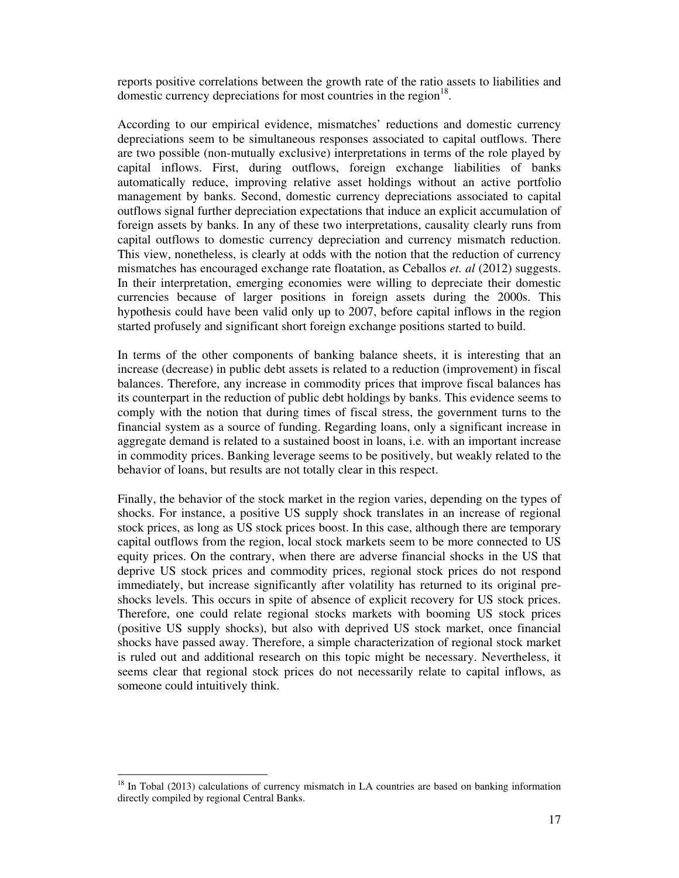reports positive correlations between the growth rate of the ratio assets to liabilities and domestic currency depreciations for most countries in the region[18].

According to our empirical evidence, mismatches' reductions and domestic currency depreciations seem to be simultaneous responses associated to capital outflows. There are two possible (non-mutually exclusive) interpretations in terms of the role played by capital inflows. First, during outflows, foreign exchange liabilities of banks automatically reduce, improving relative asset holdings without an active portfolio management by banks. Second, domestic currency depreciations associated to capital outflows signal further depreciation expectations that induce an explicit accumulation of foreign assets by banks. In any of these two interpretations, causality clearly runs from capital outflows to domestic currency depreciation and currency mismatch reduction. This view, nonetheless, is clearly at odds with the notion that the reduction of currency mismatches has encouraged exchange rate floatation, as Ceballos *et. al* (2012) suggests. In their interpretation, emerging economies were willing to depreciate their domestic currencies because of larger positions in foreign assets during the 2000s. This hypothesis could have been valid only up to 2007, before capital inflows in the region started profusely and significant short foreign exchange positions started to build.

In terms of the other components of banking balance sheets, it is interesting that an increase (decrease) in public debt assets is related to a reduction (improvement) in fiscal balances. Therefore, any increase in commodity prices that improve fiscal balances has its counterpart in the reduction of public debt holdings by banks. This evidence seems to comply with the notion that during times of fiscal stress, the government turns to the financial system as a source of funding. Regarding loans, only a significant increase in aggregate demand is related to a sustained boost in loans, i.e. with an important increase in commodity prices. Banking leverage seems to be positively, but weakly related to the behavior of loans, but results are not totally clear in this respect.

Finally, the behavior of the stock market in the region varies, depending on the types of shocks. For instance, a positive US supply shock translates in an increase of regional stock prices, as long as US stock prices boost. In this case, although there are temporary capital outflows from the region, local stock markets seem to be more connected to US equity prices. On the contrary, when there are adverse financial shocks in the US that deprive US stock prices and commodity prices, regional stock prices do not respond immediately, but increase significantly after volatility has returned to its original pre-shocks levels. This occurs in spite of absence of explicit recovery for US stock prices. Therefore, one could relate regional stocks markets with booming US stock prices (positive US supply shocks), but also with deprived US stock market, once financial shocks have passed away. Therefore, a simple characterization of regional stock market is ruled out and additional research on this topic might be necessary. Nevertheless, it seems clear that regional stock prices do not necessarily relate to capital inflows, as someone could intuitively think.

[18] In Tobal (2013) calculations of currency mismatch in LA countries are based on banking information directly compiled by regional Central Banks.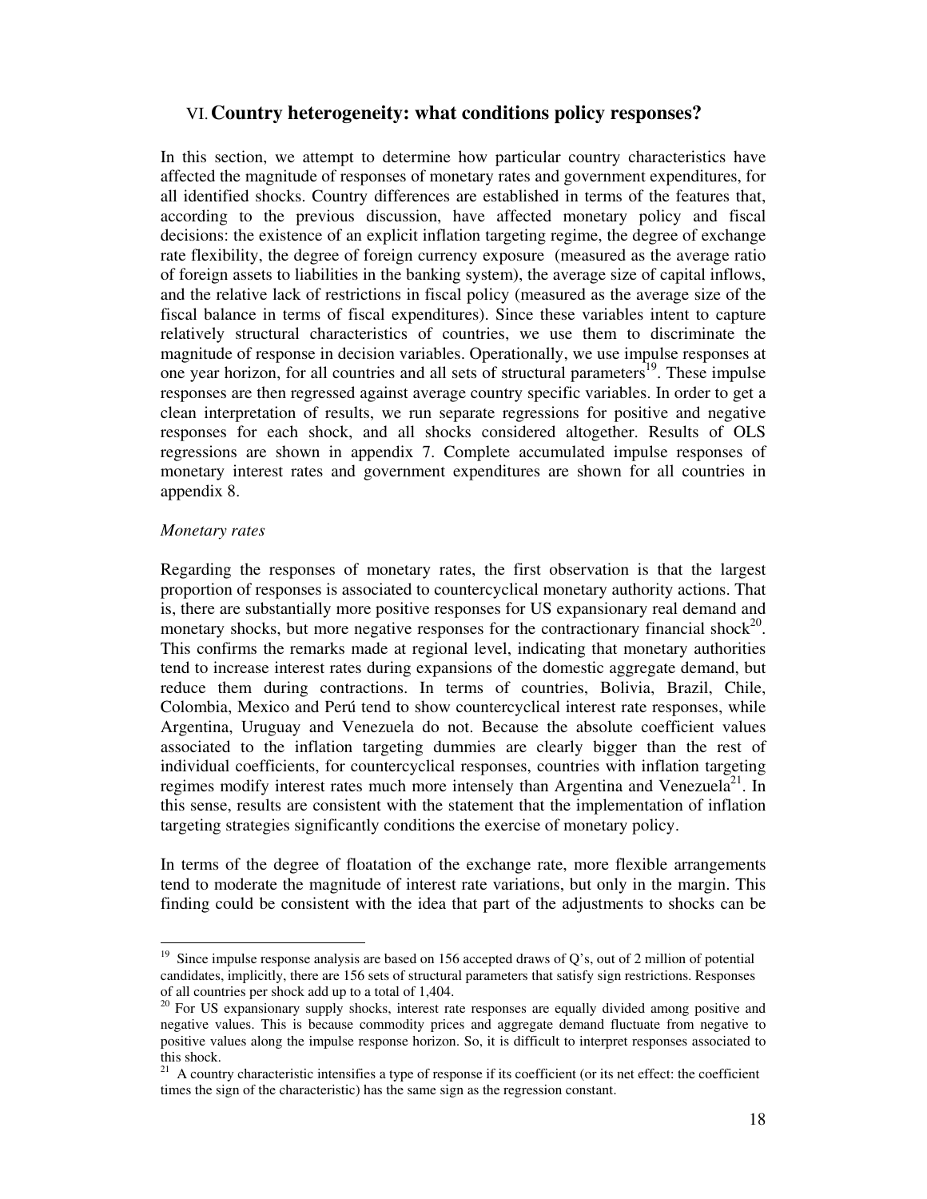## VI. Country heterogeneity: what conditions policy responses?

In this section, we attempt to determine how particular country characteristics have affected the magnitude of responses of monetary rates and government expenditures, for all identified shocks. Country differences are established in terms of the features that, according to the previous discussion, have affected monetary policy and fiscal decisions: the existence of an explicit inflation targeting regime, the degree of exchange rate flexibility, the degree of foreign currency exposure (measured as the average ratio of foreign assets to liabilities in the banking system), the average size of capital inflows, and the relative lack of restrictions in fiscal policy (measured as the average size of the fiscal balance in terms of fiscal expenditures). Since these variables intent to capture relatively structural characteristics of countries, we use them to discriminate the magnitude of response in decision variables. Operationally, we use impulse responses at one year horizon, for all countries and all sets of structural parameters[19]. These impulse responses are then regressed against average country specific variables. In order to get a clean interpretation of results, we run separate regressions for positive and negative responses for each shock, and all shocks considered altogether. Results of OLS regressions are shown in appendix 7. Complete accumulated impulse responses of monetary interest rates and government expenditures are shown for all countries in appendix 8.

*Monetary rates*

Regarding the responses of monetary rates, the first observation is that the largest proportion of responses is associated to countercyclical monetary authority actions. That is, there are substantially more positive responses for US expansionary real demand and monetary shocks, but more negative responses for the contractionary financial shock[20]. This confirms the remarks made at regional level, indicating that monetary authorities tend to increase interest rates during expansions of the domestic aggregate demand, but reduce them during contractions. In terms of countries, Bolivia, Brazil, Chile, Colombia, Mexico and Perú tend to show countercyclical interest rate responses, while Argentina, Uruguay and Venezuela do not. Because the absolute coefficient values associated to the inflation targeting dummies are clearly bigger than the rest of individual coefficients, for countercyclical responses, countries with inflation targeting regimes modify interest rates much more intensely than Argentina and Venezuela[21]. In this sense, results are consistent with the statement that the implementation of inflation targeting strategies significantly conditions the exercise of monetary policy.

In terms of the degree of floatation of the exchange rate, more flexible arrangements tend to moderate the magnitude of interest rate variations, but only in the margin. This finding could be consistent with the idea that part of the adjustments to shocks can be

---

[19] Since impulse response analysis are based on 156 accepted draws of Q's, out of 2 million of potential candidates, implicitly, there are 156 sets of structural parameters that satisfy sign restrictions. Responses of all countries per shock add up to a total of 1,404.

[20] For US expansionary supply shocks, interest rate responses are equally divided among positive and negative values. This is because commodity prices and aggregate demand fluctuate from negative to positive values along the impulse response horizon. So, it is difficult to interpret responses associated to this shock.

[21] A country characteristic intensifies a type of response if its coefficient (or its net effect: the coefficient times the sign of the characteristic) has the same sign as the regression constant.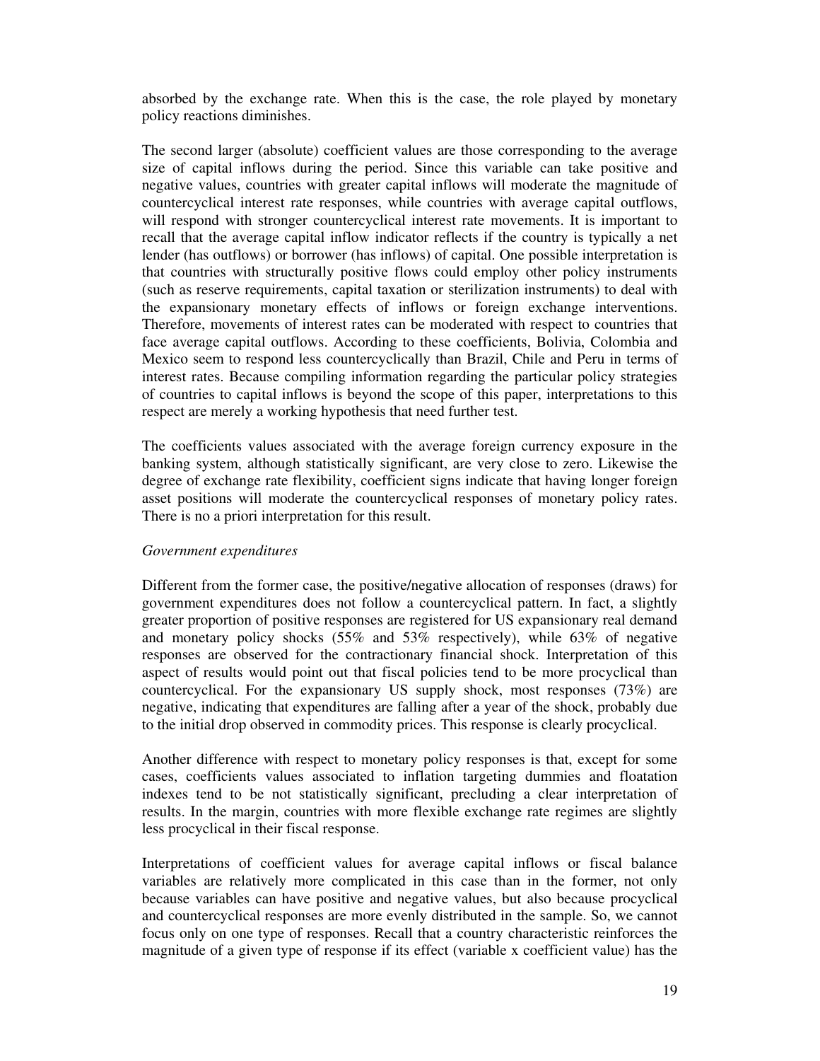absorbed by the exchange rate. When this is the case, the role played by monetary policy reactions diminishes.

The second larger (absolute) coefficient values are those corresponding to the average size of capital inflows during the period. Since this variable can take positive and negative values, countries with greater capital inflows will moderate the magnitude of countercyclical interest rate responses, while countries with average capital outflows, will respond with stronger countercyclical interest rate movements. It is important to recall that the average capital inflow indicator reflects if the country is typically a net lender (has outflows) or borrower (has inflows) of capital. One possible interpretation is that countries with structurally positive flows could employ other policy instruments (such as reserve requirements, capital taxation or sterilization instruments) to deal with the expansionary monetary effects of inflows or foreign exchange interventions. Therefore, movements of interest rates can be moderated with respect to countries that face average capital outflows. According to these coefficients, Bolivia, Colombia and Mexico seem to respond less countercyclically than Brazil, Chile and Peru in terms of interest rates. Because compiling information regarding the particular policy strategies of countries to capital inflows is beyond the scope of this paper, interpretations to this respect are merely a working hypothesis that need further test.

The coefficients values associated with the average foreign currency exposure in the banking system, although statistically significant, are very close to zero. Likewise the degree of exchange rate flexibility, coefficient signs indicate that having longer foreign asset positions will moderate the countercyclical responses of monetary policy rates. There is no a priori interpretation for this result.

*Government expenditures*

Different from the former case, the positive/negative allocation of responses (draws) for government expenditures does not follow a countercyclical pattern. In fact, a slightly greater proportion of positive responses are registered for US expansionary real demand and monetary policy shocks (55% and 53% respectively), while 63% of negative responses are observed for the contractionary financial shock. Interpretation of this aspect of results would point out that fiscal policies tend to be more procyclical than countercyclical. For the expansionary US supply shock, most responses (73%) are negative, indicating that expenditures are falling after a year of the shock, probably due to the initial drop observed in commodity prices. This response is clearly procyclical.

Another difference with respect to monetary policy responses is that, except for some cases, coefficients values associated to inflation targeting dummies and floatation indexes tend to be not statistically significant, precluding a clear interpretation of results. In the margin, countries with more flexible exchange rate regimes are slightly less procyclical in their fiscal response.

Interpretations of coefficient values for average capital inflows or fiscal balance variables are relatively more complicated in this case than in the former, not only because variables can have positive and negative values, but also because procyclical and countercyclical responses are more evenly distributed in the sample. So, we cannot focus only on one type of responses. Recall that a country characteristic reinforces the magnitude of a given type of response if its effect (variable x coefficient value) has the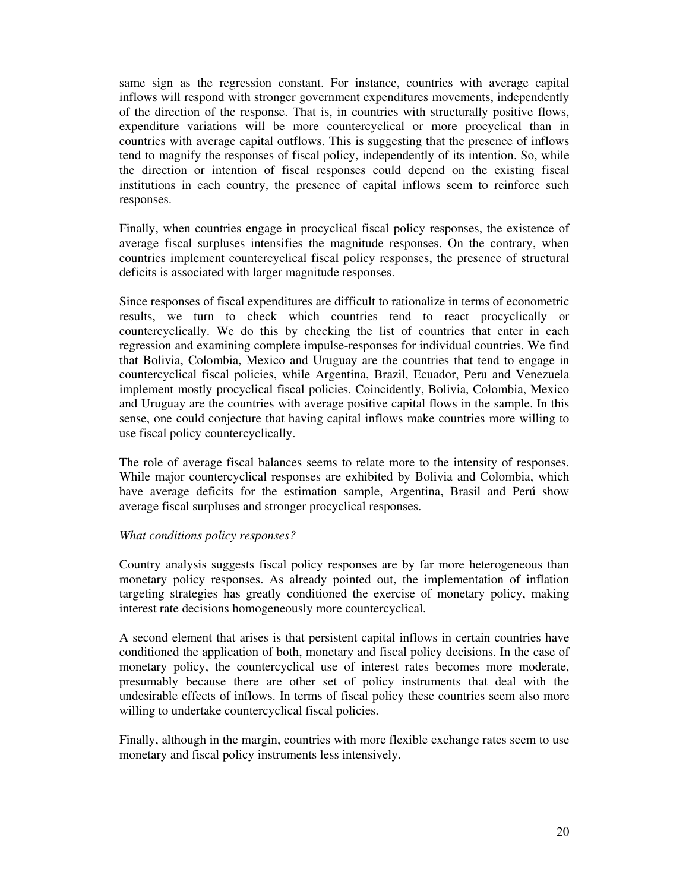same sign as the regression constant. For instance, countries with average capital inflows will respond with stronger government expenditures movements, independently of the direction of the response. That is, in countries with structurally positive flows, expenditure variations will be more countercyclical or more procyclical than in countries with average capital outflows. This is suggesting that the presence of inflows tend to magnify the responses of fiscal policy, independently of its intention. So, while the direction or intention of fiscal responses could depend on the existing fiscal institutions in each country, the presence of capital inflows seem to reinforce such responses.

Finally, when countries engage in procyclical fiscal policy responses, the existence of average fiscal surpluses intensifies the magnitude responses. On the contrary, when countries implement countercyclical fiscal policy responses, the presence of structural deficits is associated with larger magnitude responses.

Since responses of fiscal expenditures are difficult to rationalize in terms of econometric results, we turn to check which countries tend to react procyclically or countercyclically. We do this by checking the list of countries that enter in each regression and examining complete impulse-responses for individual countries. We find that Bolivia, Colombia, Mexico and Uruguay are the countries that tend to engage in countercyclical fiscal policies, while Argentina, Brazil, Ecuador, Peru and Venezuela implement mostly procyclical fiscal policies. Coincidently, Bolivia, Colombia, Mexico and Uruguay are the countries with average positive capital flows in the sample. In this sense, one could conjecture that having capital inflows make countries more willing to use fiscal policy countercyclically.

The role of average fiscal balances seems to relate more to the intensity of responses. While major countercyclical responses are exhibited by Bolivia and Colombia, which have average deficits for the estimation sample, Argentina, Brasil and Perú show average fiscal surpluses and stronger procyclical responses.

*What conditions policy responses?*

Country analysis suggests fiscal policy responses are by far more heterogeneous than monetary policy responses. As already pointed out, the implementation of inflation targeting strategies has greatly conditioned the exercise of monetary policy, making interest rate decisions homogeneously more countercyclical.

A second element that arises is that persistent capital inflows in certain countries have conditioned the application of both, monetary and fiscal policy decisions. In the case of monetary policy, the countercyclical use of interest rates becomes more moderate, presumably because there are other set of policy instruments that deal with the undesirable effects of inflows. In terms of fiscal policy these countries seem also more willing to undertake countercyclical fiscal policies.

Finally, although in the margin, countries with more flexible exchange rates seem to use monetary and fiscal policy instruments less intensively.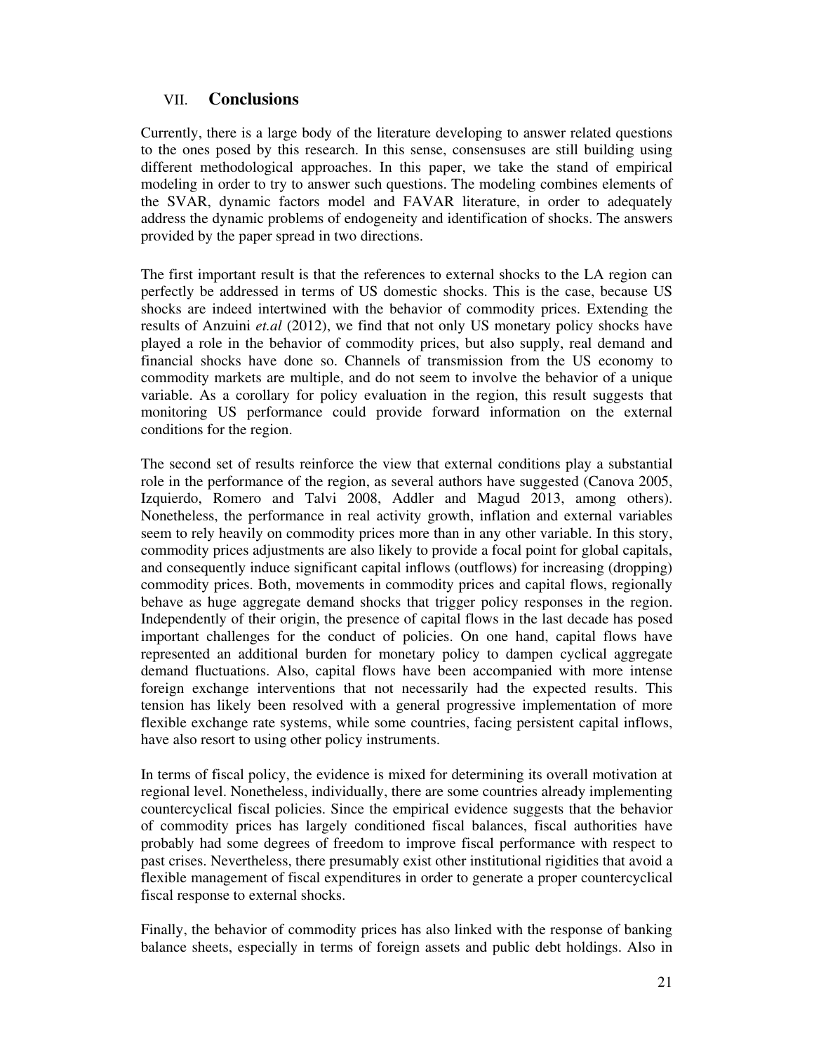## VII. **Conclusions**

Currently, there is a large body of the literature developing to answer related questions to the ones posed by this research. In this sense, consensuses are still building using different methodological approaches. In this paper, we take the stand of empirical modeling in order to try to answer such questions. The modeling combines elements of the SVAR, dynamic factors model and FAVAR literature, in order to adequately address the dynamic problems of endogeneity and identification of shocks. The answers provided by the paper spread in two directions.

The first important result is that the references to external shocks to the LA region can perfectly be addressed in terms of US domestic shocks. This is the case, because US shocks are indeed intertwined with the behavior of commodity prices. Extending the results of Anzuini *et.al* (2012), we find that not only US monetary policy shocks have played a role in the behavior of commodity prices, but also supply, real demand and financial shocks have done so. Channels of transmission from the US economy to commodity markets are multiple, and do not seem to involve the behavior of a unique variable. As a corollary for policy evaluation in the region, this result suggests that monitoring US performance could provide forward information on the external conditions for the region.

The second set of results reinforce the view that external conditions play a substantial role in the performance of the region, as several authors have suggested (Canova 2005, Izquierdo, Romero and Talvi 2008, Addler and Magud 2013, among others). Nonetheless, the performance in real activity growth, inflation and external variables seem to rely heavily on commodity prices more than in any other variable. In this story, commodity prices adjustments are also likely to provide a focal point for global capitals, and consequently induce significant capital inflows (outflows) for increasing (dropping) commodity prices. Both, movements in commodity prices and capital flows, regionally behave as huge aggregate demand shocks that trigger policy responses in the region. Independently of their origin, the presence of capital flows in the last decade has posed important challenges for the conduct of policies. On one hand, capital flows have represented an additional burden for monetary policy to dampen cyclical aggregate demand fluctuations. Also, capital flows have been accompanied with more intense foreign exchange interventions that not necessarily had the expected results. This tension has likely been resolved with a general progressive implementation of more flexible exchange rate systems, while some countries, facing persistent capital inflows, have also resort to using other policy instruments.

In terms of fiscal policy, the evidence is mixed for determining its overall motivation at regional level. Nonetheless, individually, there are some countries already implementing countercyclical fiscal policies. Since the empirical evidence suggests that the behavior of commodity prices has largely conditioned fiscal balances, fiscal authorities have probably had some degrees of freedom to improve fiscal performance with respect to past crises. Nevertheless, there presumably exist other institutional rigidities that avoid a flexible management of fiscal expenditures in order to generate a proper countercyclical fiscal response to external shocks.

Finally, the behavior of commodity prices has also linked with the response of banking balance sheets, especially in terms of foreign assets and public debt holdings. Also in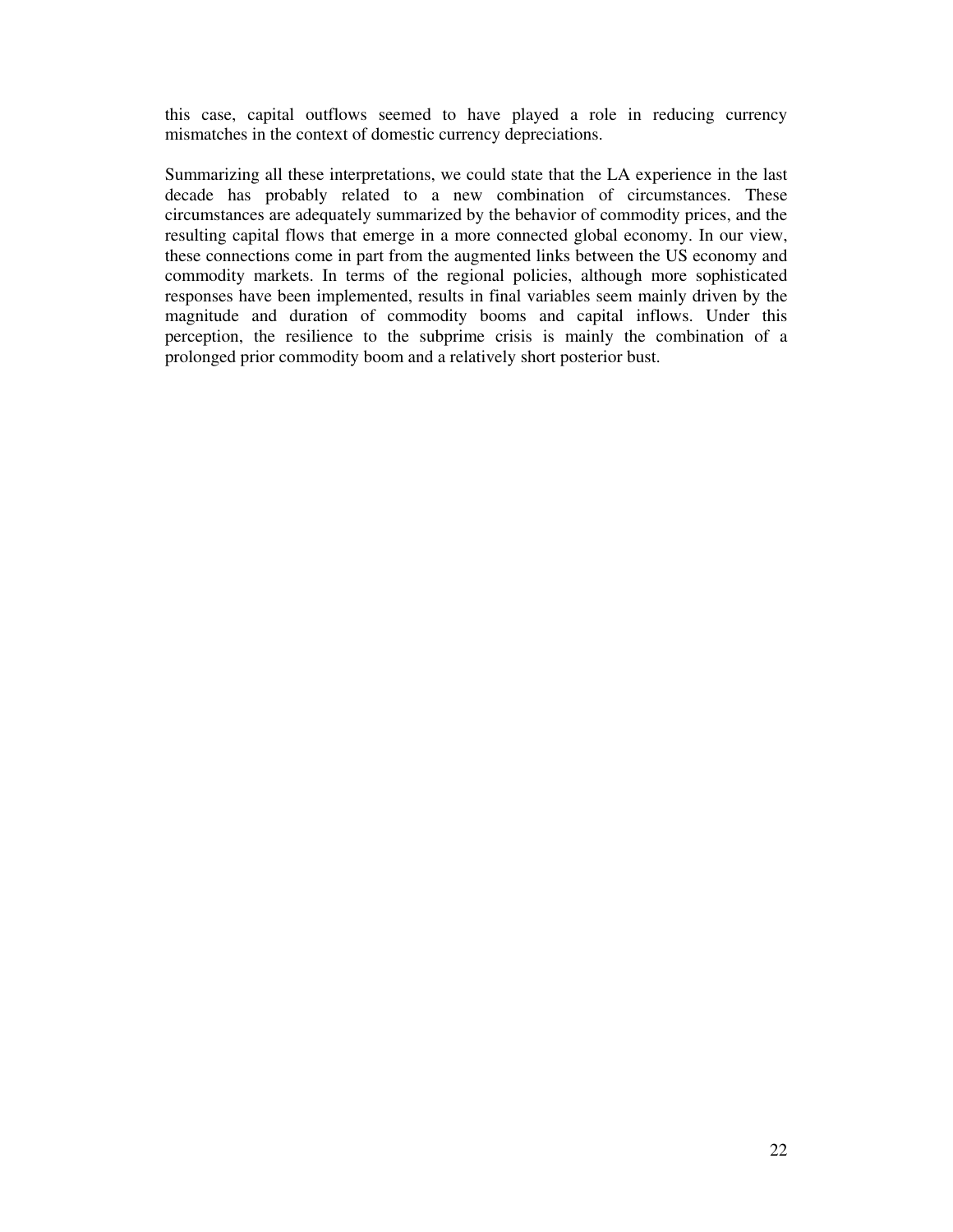this case, capital outflows seemed to have played a role in reducing currency mismatches in the context of domestic currency depreciations.

Summarizing all these interpretations, we could state that the LA experience in the last decade has probably related to a new combination of circumstances. These circumstances are adequately summarized by the behavior of commodity prices, and the resulting capital flows that emerge in a more connected global economy. In our view, these connections come in part from the augmented links between the US economy and commodity markets. In terms of the regional policies, although more sophisticated responses have been implemented, results in final variables seem mainly driven by the magnitude and duration of commodity booms and capital inflows. Under this perception, the resilience to the subprime crisis is mainly the combination of a prolonged prior commodity boom and a relatively short posterior bust.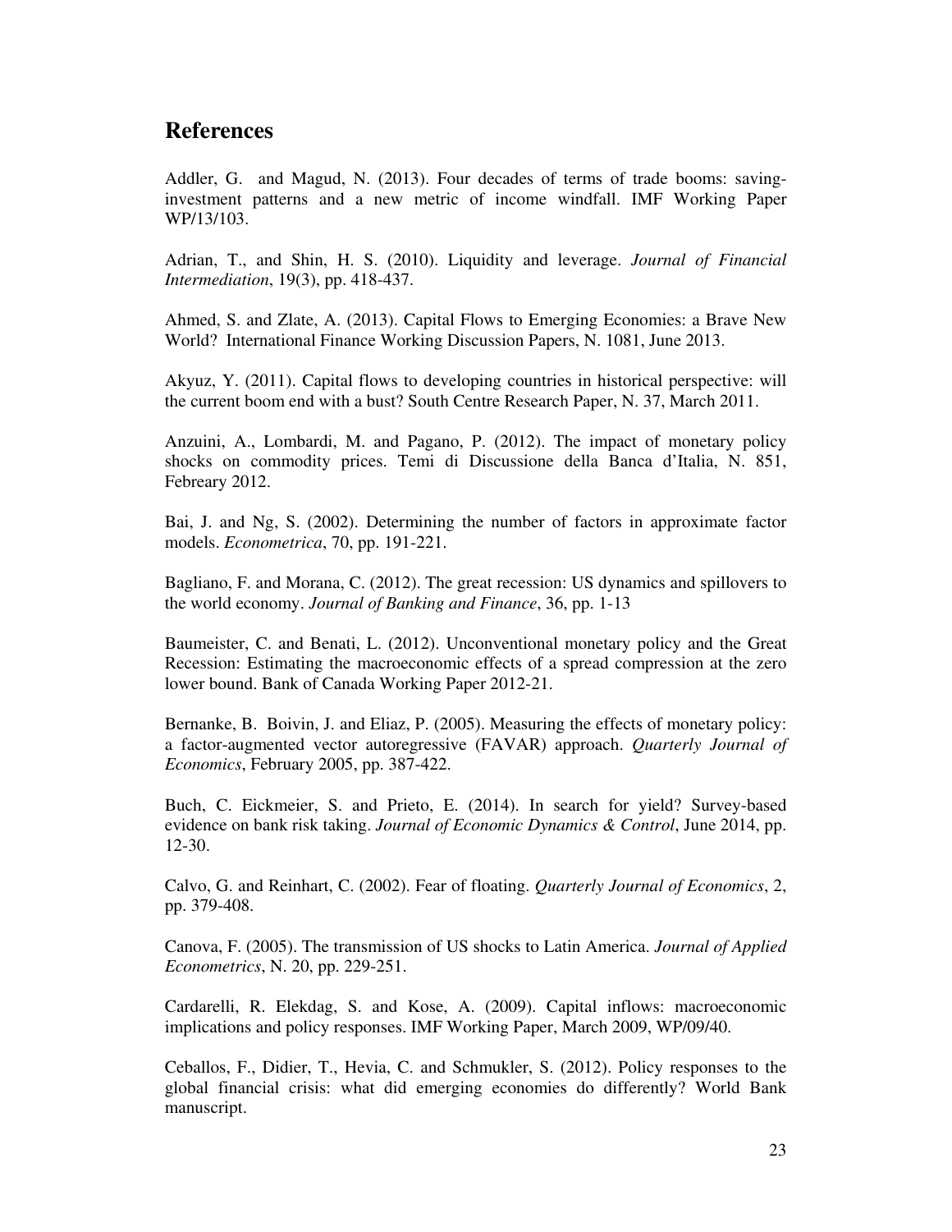## References

Addler, G.  and Magud, N. (2013). Four decades of terms of trade booms: saving-investment patterns and a new metric of income windfall. IMF Working Paper WP/13/103.

Adrian, T., and Shin, H. S. (2010). Liquidity and leverage. *Journal of Financial Intermediation*, 19(3), pp. 418-437.

Ahmed, S. and Zlate, A. (2013). Capital Flows to Emerging Economies: a Brave New World?  International Finance Working Discussion Papers, N. 1081, June 2013.

Akyuz, Y. (2011). Capital flows to developing countries in historical perspective: will the current boom end with a bust? South Centre Research Paper, N. 37, March 2011.

Anzuini, A., Lombardi, M. and Pagano, P. (2012). The impact of monetary policy shocks on commodity prices. Temi di Discussione della Banca d'Italia, N. 851, Febreary 2012.

Bai, J. and Ng, S. (2002). Determining the number of factors in approximate factor models. *Econometrica*, 70, pp. 191-221.

Bagliano, F. and Morana, C. (2012). The great recession: US dynamics and spillovers to the world economy. *Journal of Banking and Finance*, 36, pp. 1-13

Baumeister, C. and Benati, L. (2012). Unconventional monetary policy and the Great Recession: Estimating the macroeconomic effects of a spread compression at the zero lower bound. Bank of Canada Working Paper 2012-21.

Bernanke, B.  Boivin, J. and Eliaz, P. (2005). Measuring the effects of monetary policy: a factor-augmented vector autoregressive (FAVAR) approach. *Quarterly Journal of Economics*, February 2005, pp. 387-422.

Buch, C. Eickmeier, S. and Prieto, E. (2014). In search for yield? Survey-based evidence on bank risk taking. *Journal of Economic Dynamics & Control*, June 2014, pp. 12-30.

Calvo, G. and Reinhart, C. (2002). Fear of floating. *Quarterly Journal of Economics*, 2, pp. 379-408.

Canova, F. (2005). The transmission of US shocks to Latin America. *Journal of Applied Econometrics*, N. 20, pp. 229-251.

Cardarelli, R. Elekdag, S. and Kose, A. (2009). Capital inflows: macroeconomic implications and policy responses. IMF Working Paper, March 2009, WP/09/40.

Ceballos, F., Didier, T., Hevia, C. and Schmukler, S. (2012). Policy responses to the global financial crisis: what did emerging economies do differently? World Bank manuscript.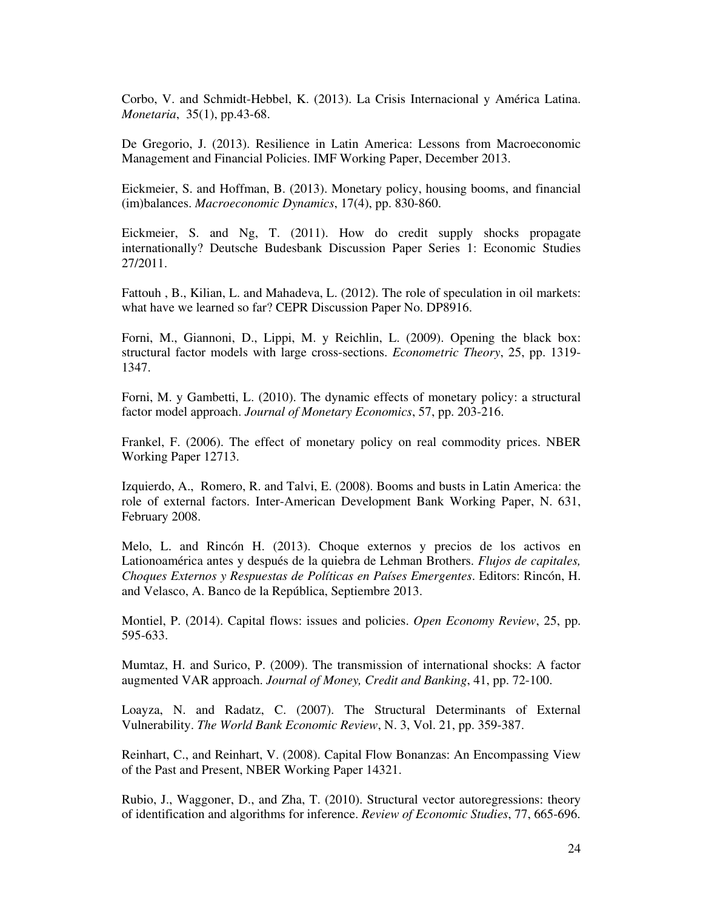Corbo, V. and Schmidt-Hebbel, K. (2013). La Crisis Internacional y América Latina. *Monetaria*, 35(1), pp.43-68.

De Gregorio, J. (2013). Resilience in Latin America: Lessons from Macroeconomic Management and Financial Policies. IMF Working Paper, December 2013.

Eickmeier, S. and Hoffman, B. (2013). Monetary policy, housing booms, and financial (im)balances. *Macroeconomic Dynamics*, 17(4), pp. 830-860.

Eickmeier, S. and Ng, T. (2011). How do credit supply shocks propagate internationally? Deutsche Budesbank Discussion Paper Series 1: Economic Studies 27/2011.

Fattouh , B., Kilian, L. and Mahadeva, L. (2012). The role of speculation in oil markets: what have we learned so far? CEPR Discussion Paper No. DP8916.

Forni, M., Giannoni, D., Lippi, M. y Reichlin, L. (2009). Opening the black box: structural factor models with large cross-sections. *Econometric Theory*, 25, pp. 1319-1347.

Forni, M. y Gambetti, L. (2010). The dynamic effects of monetary policy: a structural factor model approach. *Journal of Monetary Economics*, 57, pp. 203-216.

Frankel, F. (2006). The effect of monetary policy on real commodity prices. NBER Working Paper 12713.

Izquierdo, A., Romero, R. and Talvi, E. (2008). Booms and busts in Latin America: the role of external factors. Inter-American Development Bank Working Paper, N. 631, February 2008.

Melo, L. and Rincón H. (2013). Choque externos y precios de los activos en Lationoamérica antes y después de la quiebra de Lehman Brothers. *Flujos de capitales, Choques Externos y Respuestas de Políticas en Países Emergentes*. Editors: Rincón, H. and Velasco, A. Banco de la República, Septiembre 2013.

Montiel, P. (2014). Capital flows: issues and policies. *Open Economy Review*, 25, pp. 595-633.

Mumtaz, H. and Surico, P. (2009). The transmission of international shocks: A factor augmented VAR approach. *Journal of Money, Credit and Banking*, 41, pp. 72-100.

Loayza, N. and Radatz, C. (2007). The Structural Determinants of External Vulnerability. *The World Bank Economic Review*, N. 3, Vol. 21, pp. 359-387.

Reinhart, C., and Reinhart, V. (2008). Capital Flow Bonanzas: An Encompassing View of the Past and Present, NBER Working Paper 14321.

Rubio, J., Waggoner, D., and Zha, T. (2010). Structural vector autoregressions: theory of identification and algorithms for inference. *Review of Economic Studies*, 77, 665-696.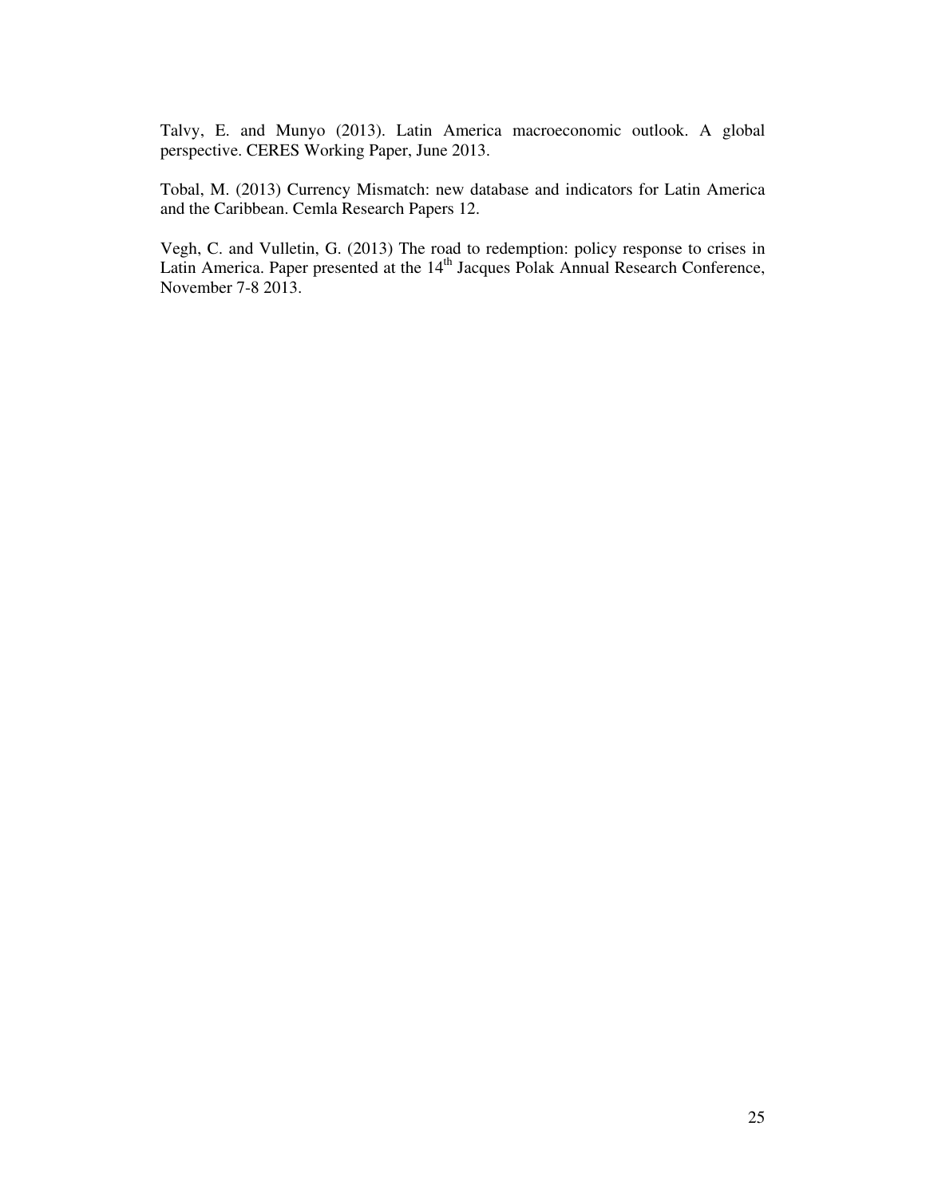Talvy, E. and Munyo (2013). Latin America macroeconomic outlook. A global perspective. CERES Working Paper, June 2013.

Tobal, M. (2013) Currency Mismatch: new database and indicators for Latin America and the Caribbean. Cemla Research Papers 12.

Vegh, C. and Vulletin, G. (2013) The road to redemption: policy response to crises in Latin America. Paper presented at the 14th Jacques Polak Annual Research Conference, November 7-8 2013.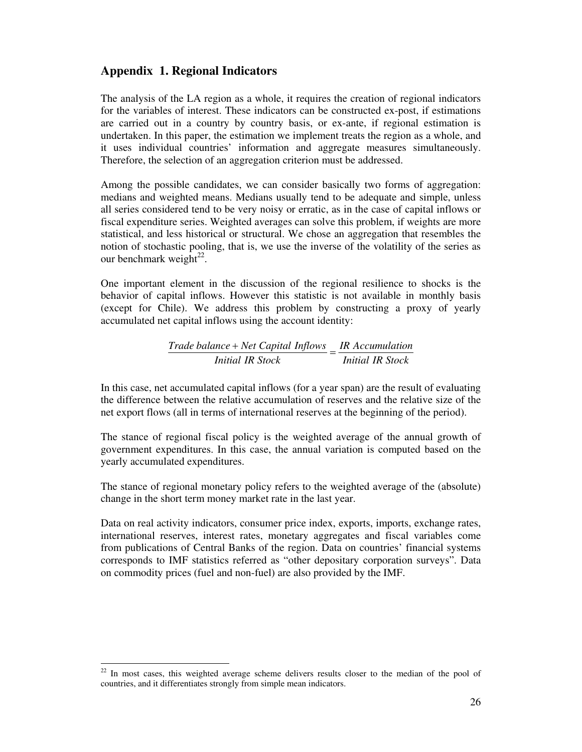## Appendix 1. Regional Indicators

The analysis of the LA region as a whole, it requires the creation of regional indicators for the variables of interest. These indicators can be constructed ex-post, if estimations are carried out in a country by country basis, or ex-ante, if regional estimation is undertaken. In this paper, the estimation we implement treats the region as a whole, and it uses individual countries' information and aggregate measures simultaneously. Therefore, the selection of an aggregation criterion must be addressed.

Among the possible candidates, we can consider basically two forms of aggregation: medians and weighted means. Medians usually tend to be adequate and simple, unless all series considered tend to be very noisy or erratic, as in the case of capital inflows or fiscal expenditure series. Weighted averages can solve this problem, if weights are more statistical, and less historical or structural. We chose an aggregation that resembles the notion of stochastic pooling, that is, we use the inverse of the volatility of the series as our benchmark weight[22].

One important element in the discussion of the regional resilience to shocks is the behavior of capital inflows. However this statistic is not available in monthly basis (except for Chile). We address this problem by constructing a proxy of yearly accumulated net capital inflows using the account identity:

$$\frac{Trade\ balance + Net\ Capital\ Inflows}{Initial\ IR\ Stock} = \frac{IR\ Accumulation}{Initial\ IR\ Stock}$$

In this case, net accumulated capital inflows (for a year span) are the result of evaluating the difference between the relative accumulation of reserves and the relative size of the net export flows (all in terms of international reserves at the beginning of the period).

The stance of regional fiscal policy is the weighted average of the annual growth of government expenditures. In this case, the annual variation is computed based on the yearly accumulated expenditures.

The stance of regional monetary policy refers to the weighted average of the (absolute) change in the short term money market rate in the last year.

Data on real activity indicators, consumer price index, exports, imports, exchange rates, international reserves, interest rates, monetary aggregates and fiscal variables come from publications of Central Banks of the region. Data on countries' financial systems corresponds to IMF statistics referred as "other depositary corporation surveys". Data on commodity prices (fuel and non-fuel) are also provided by the IMF.

---

[22] In most cases, this weighted average scheme delivers results closer to the median of the pool of countries, and it differentiates strongly from simple mean indicators.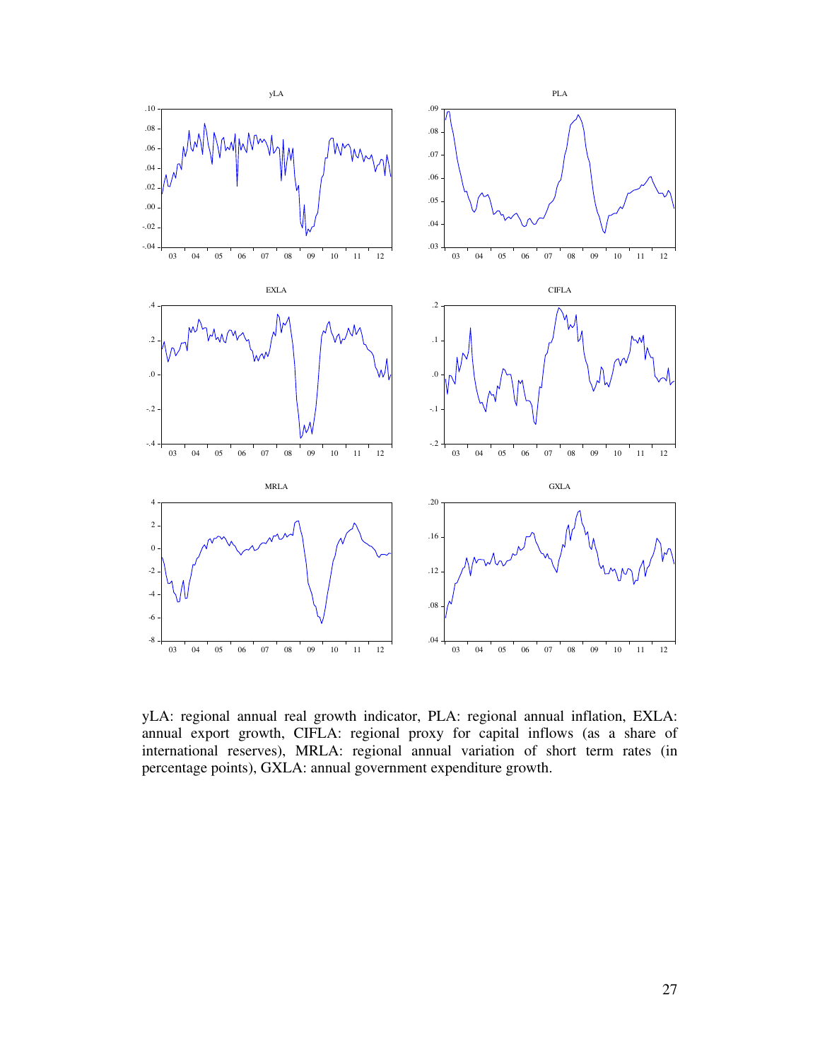yLA: regional annual real growth indicator, PLA: regional annual inflation, EXLA: annual export growth, CIFLA: regional proxy for capital inflows (as a share of international reserves), MRLA: regional annual variation of short term rates (in percentage points), GXLA: annual government expenditure growth.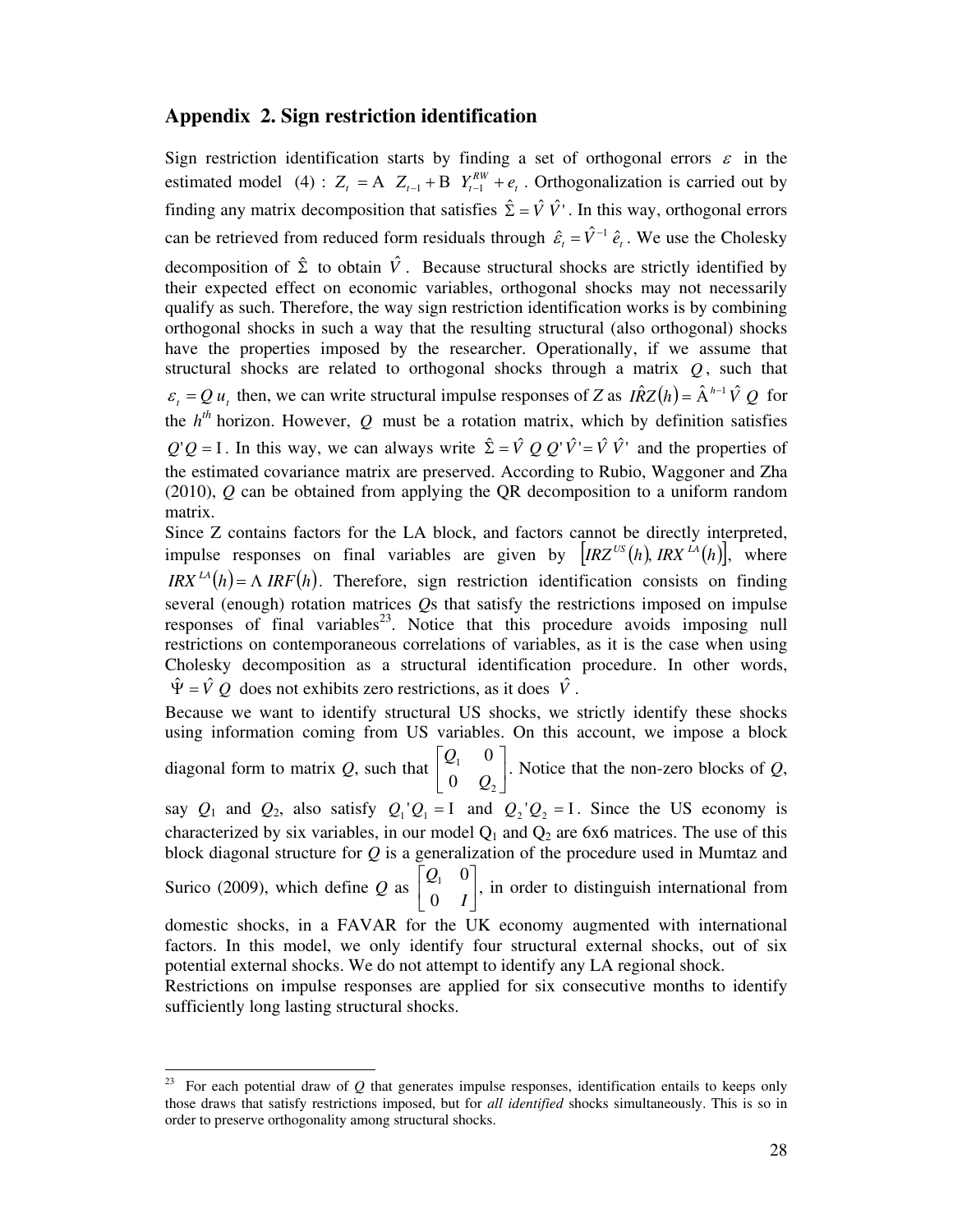## Appendix 2. Sign restriction identification

Sign restriction identification starts by finding a set of orthogonal errors $\varepsilon$ in the estimated model (4) : $Z_t = \mathrm{A} \; Z_{t-1} + \mathrm{B} \; Y_{t-1}^{RW} + e_t$ . Orthogonalization is carried out by finding any matrix decomposition that satisfies $\hat{\Sigma} = \hat{V}\,\hat{V}'$. In this way, orthogonal errors can be retrieved from reduced form residuals through $\hat{\varepsilon}_t = \hat{V}^{-1}\,\hat{e}_t$. We use the Cholesky decomposition of $\hat{\Sigma}$ to obtain $\hat{V}$. Because structural shocks are strictly identified by their expected effect on economic variables, orthogonal shocks may not necessarily qualify as such. Therefore, the way sign restriction identification works is by combining orthogonal shocks in such a way that the resulting structural (also orthogonal) shocks have the properties imposed by the researcher. Operationally, if we assume that structural shocks are related to orthogonal shocks through a matrix $Q$, such that $\varepsilon_t = Q\,u_t$ then, we can write structural impulse responses of *Z* as $I\hat{R}Z(h) = \hat{\mathrm{A}}^{h-1}\,\hat{V}\,Q$ for the $h^{th}$ horizon. However, $Q$ must be a rotation matrix, which by definition satisfies $Q'Q = \mathrm{I}$. In this way, we can always write $\hat{\Sigma} = \hat{V}\,Q\,Q'\,\hat{V}' = \hat{V}\,\hat{V}'$ and the properties of the estimated covariance matrix are preserved. According to Rubio, Waggoner and Zha (2010), *Q* can be obtained from applying the QR decomposition to a uniform random matrix.

Since Z contains factors for the LA block, and factors cannot be directly interpreted, impulse responses on final variables are given by $\left[IRZ^{US}(h), IRX^{LA}(h)\right]$, where $IRX^{LA}(h) = \Lambda\; IRF(h)$. Therefore, sign restriction identification consists on finding several (enough) rotation matrices *Q*s that satisfy the restrictions imposed on impulse responses of final variables[23]. Notice that this procedure avoids imposing null restrictions on contemporaneous correlations of variables, as it is the case when using Cholesky decomposition as a structural identification procedure. In other words, $\hat{\Psi} = \hat{V}\,Q$ does not exhibits zero restrictions, as it does $\hat{V}$.

Because we want to identify structural US shocks, we strictly identify these shocks using information coming from US variables. On this account, we impose a block diagonal form to matrix *Q*, such that $\begin{bmatrix} Q_1 & 0 \\ 0 & Q_2 \end{bmatrix}$. Notice that the non-zero blocks of *Q*, say $Q_1$ and $Q_2$, also satisfy $Q_1'Q_1 = \mathrm{I}$ and $Q_2'Q_2 = \mathrm{I}$. Since the US economy is characterized by six variables, in our model $Q_1$ and $Q_2$ are 6x6 matrices. The use of this block diagonal structure for *Q* is a generalization of the procedure used in Mumtaz and Surico (2009), which define *Q* as $\begin{bmatrix} Q_1 & 0 \\ 0 & I \end{bmatrix}$, in order to distinguish international from domestic shocks, in a FAVAR for the UK economy augmented with international factors. In this model, we only identify four structural external shocks, out of six potential external shocks. We do not attempt to identify any LA regional shock.

Restrictions on impulse responses are applied for six consecutive months to identify sufficiently long lasting structural shocks.

---

[23] For each potential draw of *Q* that generates impulse responses, identification entails to keeps only those draws that satisfy restrictions imposed, but for *all identified* shocks simultaneously. This is so in order to preserve orthogonality among structural shocks.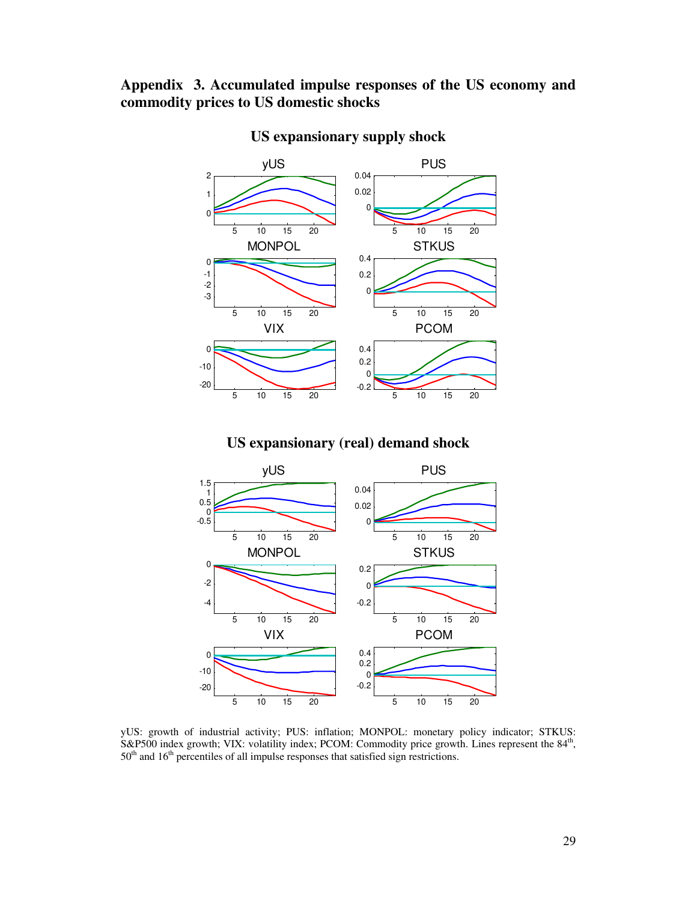## Appendix 3. Accumulated impulse responses of the US economy and commodity prices to US domestic shocks

### US expansionary supply shock

### US expansionary (real) demand shock

yUS: growth of industrial activity; PUS: inflation; MONPOL: monetary policy indicator; STKUS: S&P500 index growth; VIX: volatility index; PCOM: Commodity price growth. Lines represent the 84th, 50th and 16th percentiles of all impulse responses that satisfied sign restrictions.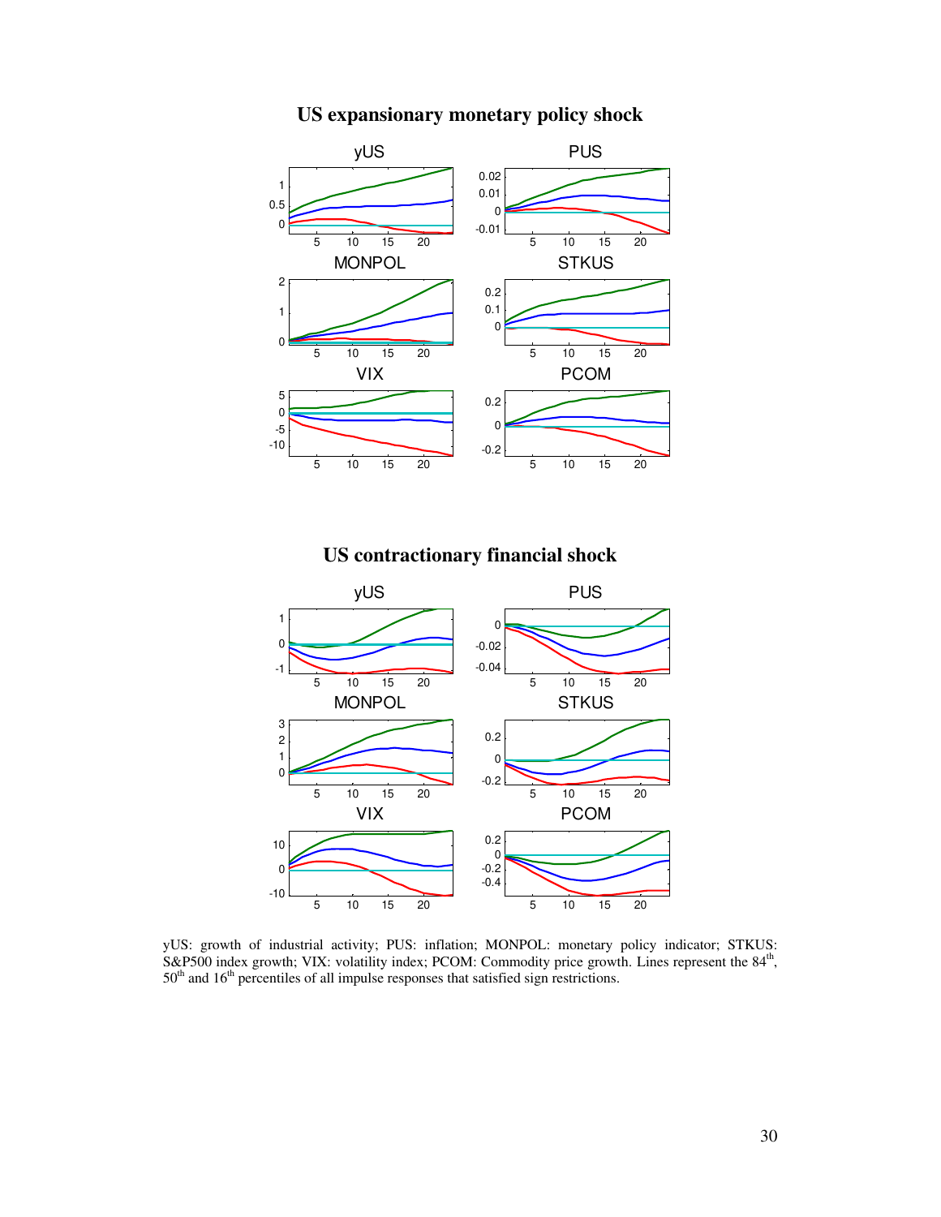**US expansionary monetary policy shock**

**US contractionary financial shock**

yUS: growth of industrial activity; PUS: inflation; MONPOL: monetary policy indicator; STKUS: S&P500 index growth; VIX: volatility index; PCOM: Commodity price growth. Lines represent the 84th, 50th and 16th percentiles of all impulse responses that satisfied sign restrictions.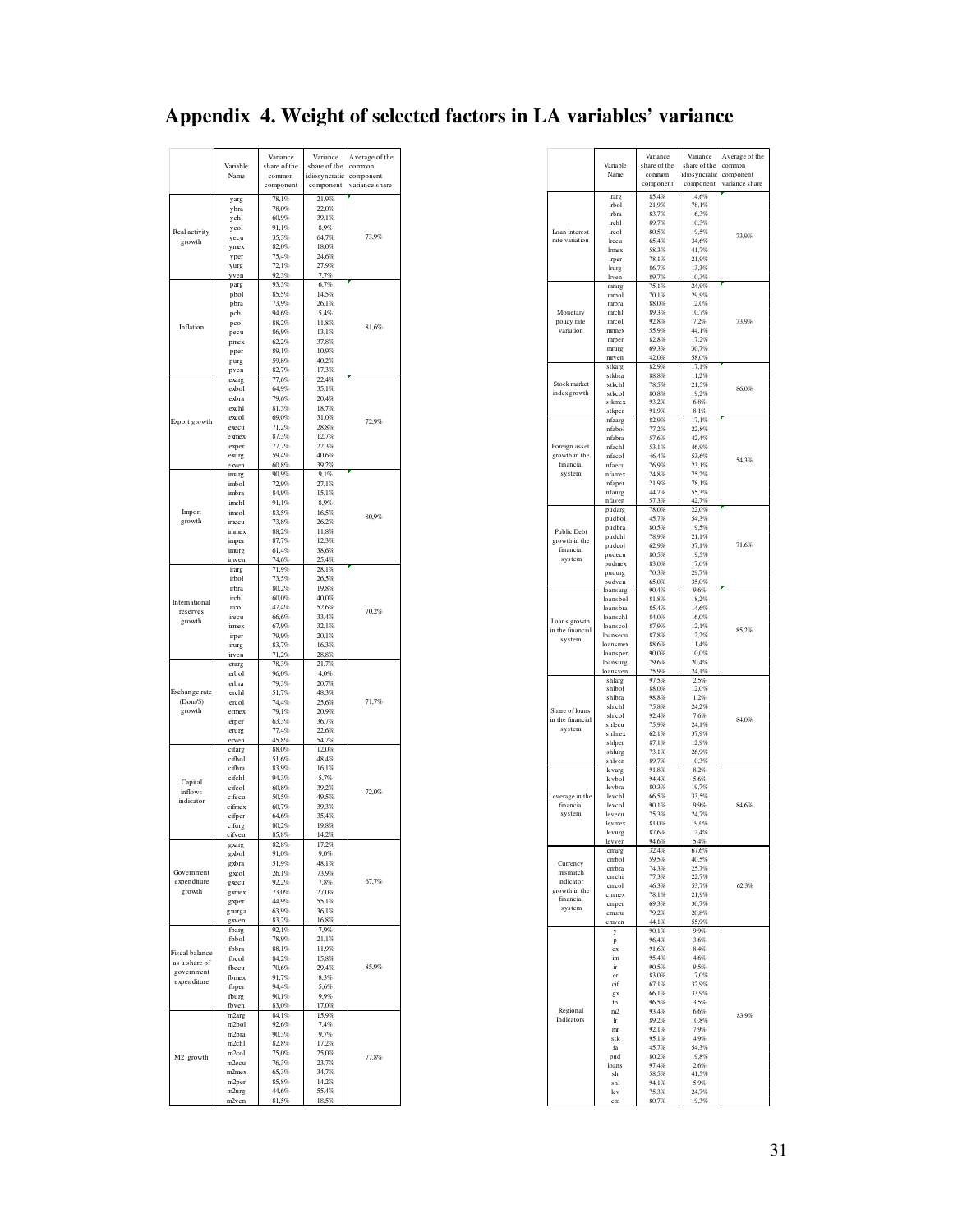# Appendix 4. Weight of selected factors in LA variables' variance

| | Variable Name | Variance share of the common component | Variance share of the idiosyncratic component | Average of the common component variance share |
|---|---|---|---|---|
| Real activity growth | yarg | 78,1% | 21,9% | 73,9% |
| | ybra | 78,0% | 22,0% | |
| | ychl | 60,9% | 39,1% | |
| | ycol | 91,1% | 8,9% | |
| | yecu | 35,3% | 64,7% | |
| | ymex | 82,0% | 18,0% | |
| | yper | 75,4% | 24,6% | |
| | yurg | 72,1% | 27,9% | |
| | yven | 92,3% | 7,7% | |
| Inflation | parg | 93,3% | 6,7% | 81,6% |
| | pbol | 85,5% | 14,5% | |
| | pbra | 73,9% | 26,1% | |
| | pchl | 94,6% | 5,4% | |
| | pcol | 88,2% | 11,8% | |
| | pecu | 86,9% | 13,1% | |
| | pmex | 62,2% | 37,8% | |
| | pper | 89,1% | 10,9% | |
| | purg | 59,8% | 40,2% | |
| | pven | 82,7% | 17,3% | |
| Export growth | exarg | 77,6% | 22,4% | 72,9% |
| | exbol | 64,9% | 35,1% | |
| | exbra | 79,6% | 20,4% | |
| | exchl | 81,3% | 18,7% | |
| | excol | 69,0% | 31,0% | |
| | execu | 71,2% | 28,8% | |
| | exmex | 87,3% | 12,7% | |
| | exper | 77,7% | 22,3% | |
| | exurg | 59,4% | 40,6% | |
| | exven | 60,8% | 39,2% | |
| Import growth | imarg | 90,9% | 9,1% | 80,9% |
| | imbol | 72,9% | 27,1% | |
| | imbra | 84,9% | 15,1% | |
| | imchl | 91,1% | 8,9% | |
| | imcol | 83,5% | 16,5% | |
| | imecu | 73,8% | 26,2% | |
| | immex | 88,2% | 11,8% | |
| | imper | 87,7% | 12,3% | |
| | imurg | 61,4% | 38,6% | |
| | imven | 74,6% | 25,4% | |
| International reserves growth | irarg | 71,9% | 28,1% | 70,2% |
| | irbol | 73,5% | 26,5% | |
| | irbra | 80,2% | 19,8% | |
| | irchl | 60,0% | 40,0% | |
| | ircol | 47,4% | 52,6% | |
| | irecu | 66,6% | 33,4% | |
| | irmex | 67,9% | 32,1% | |
| | irper | 79,9% | 20,1% | |
| | irurg | 83,7% | 16,3% | |
| | irven | 71,2% | 28,8% | |
| Exchange rate (Dom/$) growth | erarg | 78,3% | 21,7% | 71,7% |
| | erbol | 96,0% | 4,0% | |
| | erbra | 79,3% | 20,7% | |
| | erchl | 51,7% | 48,3% | |
| | ercol | 74,4% | 25,6% | |
| | ermex | 79,1% | 20,9% | |
| | erper | 63,3% | 36,7% | |
| | erurg | 77,4% | 22,6% | |
| | erven | 45,8% | 54,2% | |
| Capital inflows indicator | cifarg | 88,0% | 12,0% | 72,0% |
| | cifbol | 51,6% | 48,4% | |
| | cifbra | 83,9% | 16,1% | |
| | cifchl | 94,3% | 5,7% | |
| | cifcol | 60,8% | 39,2% | |
| | cifecu | 50,5% | 49,5% | |
| | cifmex | 60,7% | 39,3% | |
| | cifper | 64,6% | 35,4% | |
| | cifurg | 80,2% | 19,8% | |
| | cifven | 85,8% | 14,2% | |
| Government expenditure growth | gxarg | 82,8% | 17,2% | 67,7% |
| | gxbol | 91,0% | 9,0% | |
| | gxbra | 51,9% | 48,1% | |
| | gxcol | 26,1% | 73,9% | |
| | gxecu | 92,2% | 7,8% | |
| | gxmex | 73,0% | 27,0% | |
| | gxper | 44,9% | 55,1% | |
| | gxurga | 63,9% | 36,1% | |
| | gxven | 83,2% | 16,8% | |
| Fiscal balance as a share of government expenditure | fbarg | 92,1% | 7,9% | 85,9% |
| | fbbol | 78,9% | 21,1% | |
| | fbbra | 88,1% | 11,9% | |
| | fbcol | 84,2% | 15,8% | |
| | fbecu | 70,6% | 29,4% | |
| | fbmex | 91,7% | 8,3% | |
| | fbper | 94,4% | 5,6% | |
| | fburg | 90,1% | 9,9% | |
| | fbven | 83,0% | 17,0% | |
| M2 growth | m2arg | 84,1% | 15,9% | 77,8% |
| | m2bol | 92,6% | 7,4% | |
| | m2bra | 90,3% | 9,7% | |
| | m2chl | 82,8% | 17,2% | |
| | m2col | 75,0% | 25,0% | |
| | m2ecu | 76,3% | 23,7% | |
| | m2mex | 65,3% | 34,7% | |
| | m2per | 85,8% | 14,2% | |
| | m2urg | 44,6% | 55,4% | |
| | m2ven | 81,5% | 18,5% | |

| | Variable Name | Variance share of the common component | Variance share of the idiosyncratic component | Average of the common component variance share |
|---|---|---|---|---|
| Loan interest rate variation | lrarg | 85,4% | 14,6% | 73,9% |
| | lrbol | 21,9% | 78,1% | |
| | lrbra | 83,7% | 16,3% | |
| | lrchl | 89,7% | 10,3% | |
| | lrcol | 80,5% | 19,5% | |
| | lrecu | 65,4% | 34,6% | |
| | lrmex | 58,3% | 41,7% | |
| | lrper | 78,1% | 21,9% | |
| | lrurg | 86,7% | 13,3% | |
| | lrven | 89,7% | 10,3% | |
| Monetary policy rate variation | mrarg | 75,1% | 24,9% | 73,9% |
| | mrbol | 70,1% | 29,9% | |
| | mrbra | 88,0% | 12,0% | |
| | mrchl | 89,3% | 10,7% | |
| | mrcol | 92,8% | 7,2% | |
| | mrmex | 55,9% | 44,1% | |
| | mrper | 82,8% | 17,2% | |
| | mrurg | 69,3% | 30,7% | |
| | mrven | 42,0% | 58,0% | |
| Stock market index growth | stkarg | 82,9% | 17,1% | 86,0% |
| | stkbra | 88,8% | 11,2% | |
| | stkchl | 78,5% | 21,5% | |
| | stkcol | 80,8% | 19,2% | |
| | stkmex | 93,2% | 6,8% | |
| | stkper | 91,9% | 8,1% | |
| Foreign asset growth in the financial system | nfaarg | 82,9% | 17,1% | 54,3% |
| | nfabol | 77,2% | 22,8% | |
| | nfabra | 57,6% | 42,4% | |
| | nfachl | 53,1% | 46,9% | |
| | nfacol | 46,4% | 53,6% | |
| | nfaecu | 76,9% | 23,1% | |
| | nfamex | 24,8% | 75,2% | |
| | nfaper | 21,9% | 78,1% | |
| | nfaurg | 44,7% | 55,3% | |
| | nfaven | 57,3% | 42,7% | |
| Public Debt growth in the financial system | pudarg | 78,0% | 22,0% | 71,6% |
| | pudbol | 45,7% | 54,3% | |
| | pudbra | 80,5% | 19,5% | |
| | pudchl | 78,9% | 21,1% | |
| | pudcol | 62,9% | 37,1% | |
| | pudecu | 80,5% | 19,5% | |
| | pudmex | 83,0% | 17,0% | |
| | pudurg | 70,3% | 29,7% | |
| | pudven | 65,0% | 35,0% | |
| Loans growth in the financial system | loansarg | 90,4% | 9,6% | 85,2% |
| | loansbol | 81,8% | 18,2% | |
| | loansbra | 85,4% | 14,6% | |
| | loanschl | 84,0% | 16,0% | |
| | loanscol | 87,9% | 12,1% | |
| | loansecu | 87,8% | 12,2% | |
| | loansmex | 88,6% | 11,4% | |
| | loansper | 90,0% | 10,0% | |
| | loansurg | 79,6% | 20,4% | |
| | loansven | 75,9% | 24,1% | |
| Share of loans in the financial system | shlarg | 97,5% | 2,5% | 84,0% |
| | shlbol | 88,0% | 12,0% | |
| | shlbra | 98,8% | 1,2% | |
| | shlchl | 75,8% | 24,2% | |
| | shlcol | 92,4% | 7,6% | |
| | shlecu | 75,9% | 24,1% | |
| | shlmex | 62,1% | 37,9% | |
| | shlper | 87,1% | 12,9% | |
| | shlurg | 73,1% | 26,9% | |
| | shlven | 89,7% | 10,3% | |
| Leverage in the financial system | levarg | 91,8% | 8,2% | 84,6% |
| | levbol | 94,4% | 5,6% | |
| | levbra | 80,3% | 19,7% | |
| | levchl | 66,5% | 33,5% | |
| | levcol | 90,1% | 9,9% | |
| | levecu | 75,3% | 24,7% | |
| | levmex | 81,0% | 19,0% | |
| | levurg | 87,6% | 12,4% | |
| | levven | 94,6% | 5,4% | |
| Currency mismatch indicator growth in the financial system | cmarg | 32,4% | 67,6% | 62,3% |
| | cmbol | 59,5% | 40,5% | |
| | cmbra | 74,3% | 25,7% | |
| | cmchi | 77,3% | 22,7% | |
| | cmcol | 46,3% | 53,7% | |
| | cmmex | 78,1% | 21,9% | |
| | cmper | 69,3% | 30,7% | |
| | cmuru | 79,2% | 20,8% | |
| | cmven | 44,1% | 55,9% | |
| Regional Indicators | y | 90,1% | 9,9% | 83,9% |
| | p | 96,4% | 3,6% | |
| | ex | 91,6% | 8,4% | |
| | im | 95,4% | 4,6% | |
| | ir | 90,5% | 9,5% | |
| | er | 83,0% | 17,0% | |
| | cif | 67,1% | 32,9% | |
| | gx | 66,1% | 33,9% | |
| | fb | 96,5% | 3,5% | |
| | m2 | 93,4% | 6,6% | |
| | lr | 89,2% | 10,8% | |
| | mr | 92,1% | 7,9% | |
| | stk | 95,1% | 4,9% | |
| | fa | 45,7% | 54,3% | |
| | pud | 80,2% | 19,8% | |
| | loans | 97,4% | 2,6% | |
| | sh | 58,5% | 41,5% | |
| | shl | 94,1% | 5,9% | |
| | lev | 75,3% | 24,7% | |
| | cm | 80,7% | 19,3% | |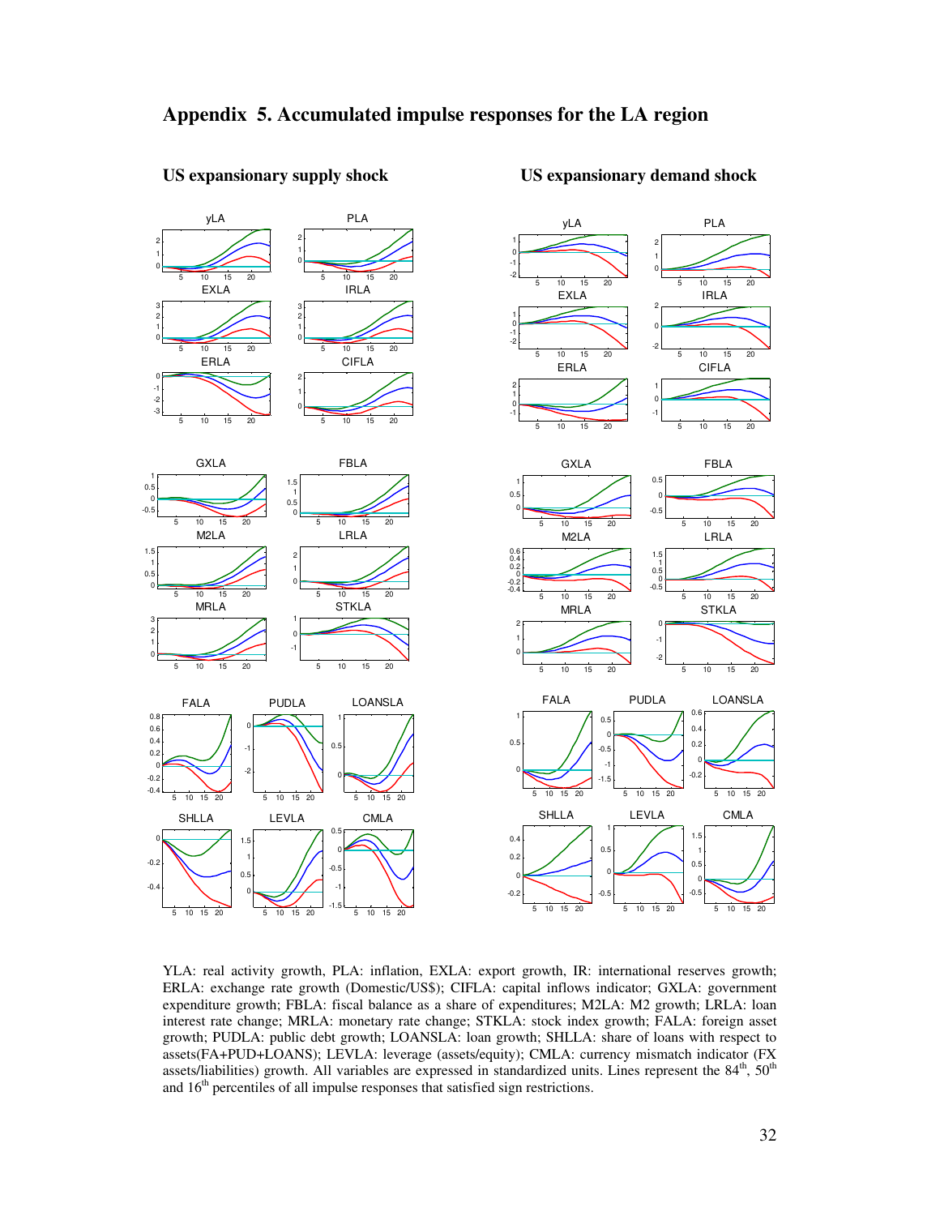# Appendix 5. Accumulated impulse responses for the LA region

**US expansionary supply shock**

**US expansionary demand shock**

YLA: real activity growth, PLA: inflation, EXLA: export growth, IR: international reserves growth; ERLA: exchange rate growth (Domestic/US$); CIFLA: capital inflows indicator; GXLA: government expenditure growth; FBLA: fiscal balance as a share of expenditures; M2LA: M2 growth; LRLA: loan interest rate change; MRLA: monetary rate change; STKLA: stock index growth; FALA: foreign asset growth; PUDLA: public debt growth; LOANSLA: loan growth; SHLLA: share of loans with respect to assets(FA+PUD+LOANS); LEVLA: leverage (assets/equity); CMLA: currency mismatch indicator (FX assets/liabilities) growth. All variables are expressed in standardized units. Lines represent the 84th, 50th and 16th percentiles of all impulse responses that satisfied sign restrictions.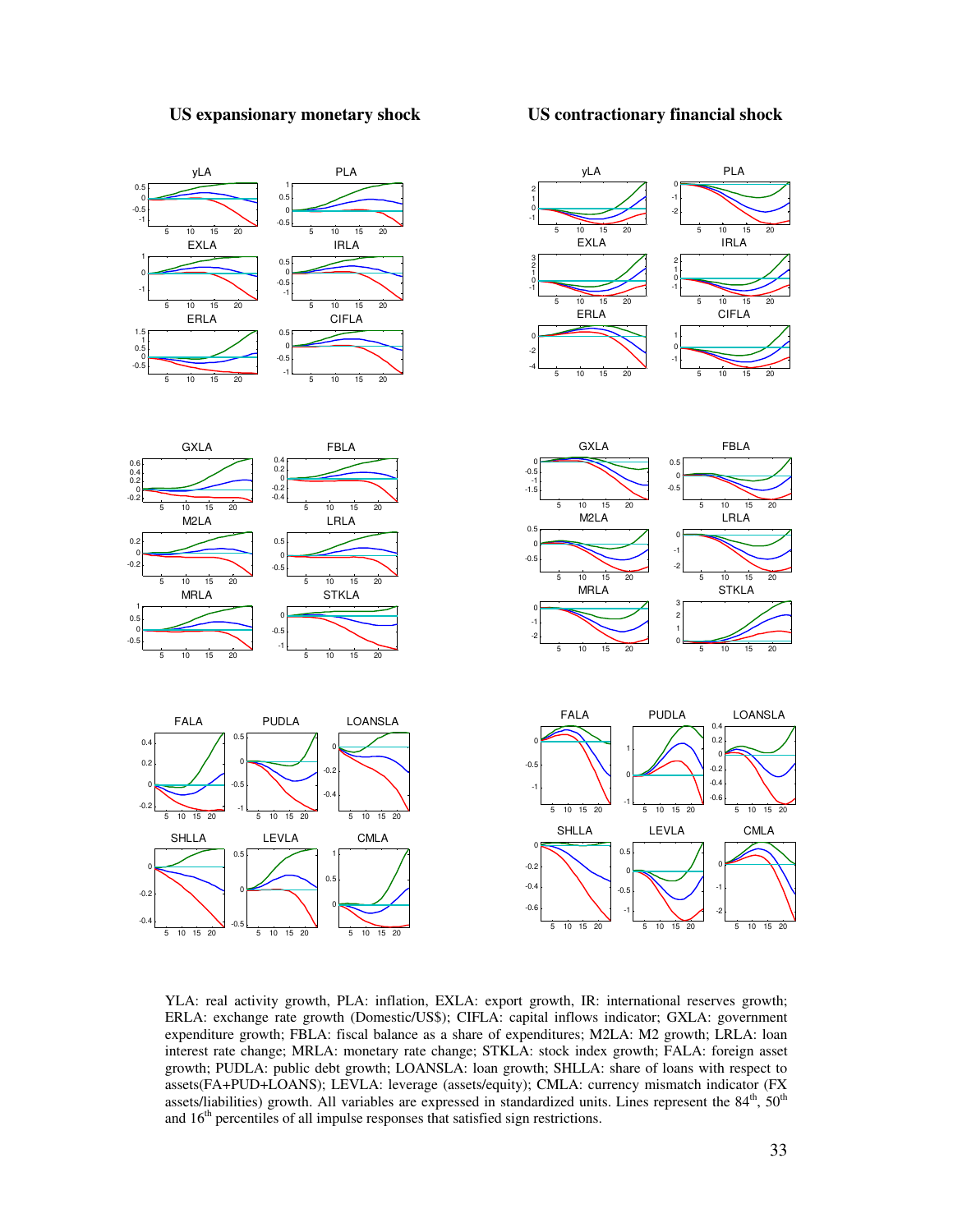**US expansionary monetary shock**

**US contractionary financial shock**

YLA: real activity growth, PLA: inflation, EXLA: export growth, IR: international reserves growth; ERLA: exchange rate growth (Domestic/US$); CIFLA: capital inflows indicator; GXLA: government expenditure growth; FBLA: fiscal balance as a share of expenditures; M2LA: M2 growth; LRLA: loan interest rate change; MRLA: monetary rate change; STKLA: stock index growth; FALA: foreign asset growth; PUDLA: public debt growth; LOANSLA: loan growth; SHLLA: share of loans with respect to assets(FA+PUD+LOANS); LEVLA: leverage (assets/equity); CMLA: currency mismatch indicator (FX assets/liabilities) growth. All variables are expressed in standardized units. Lines represent the 84th, 50th and 16th percentiles of all impulse responses that satisfied sign restrictions.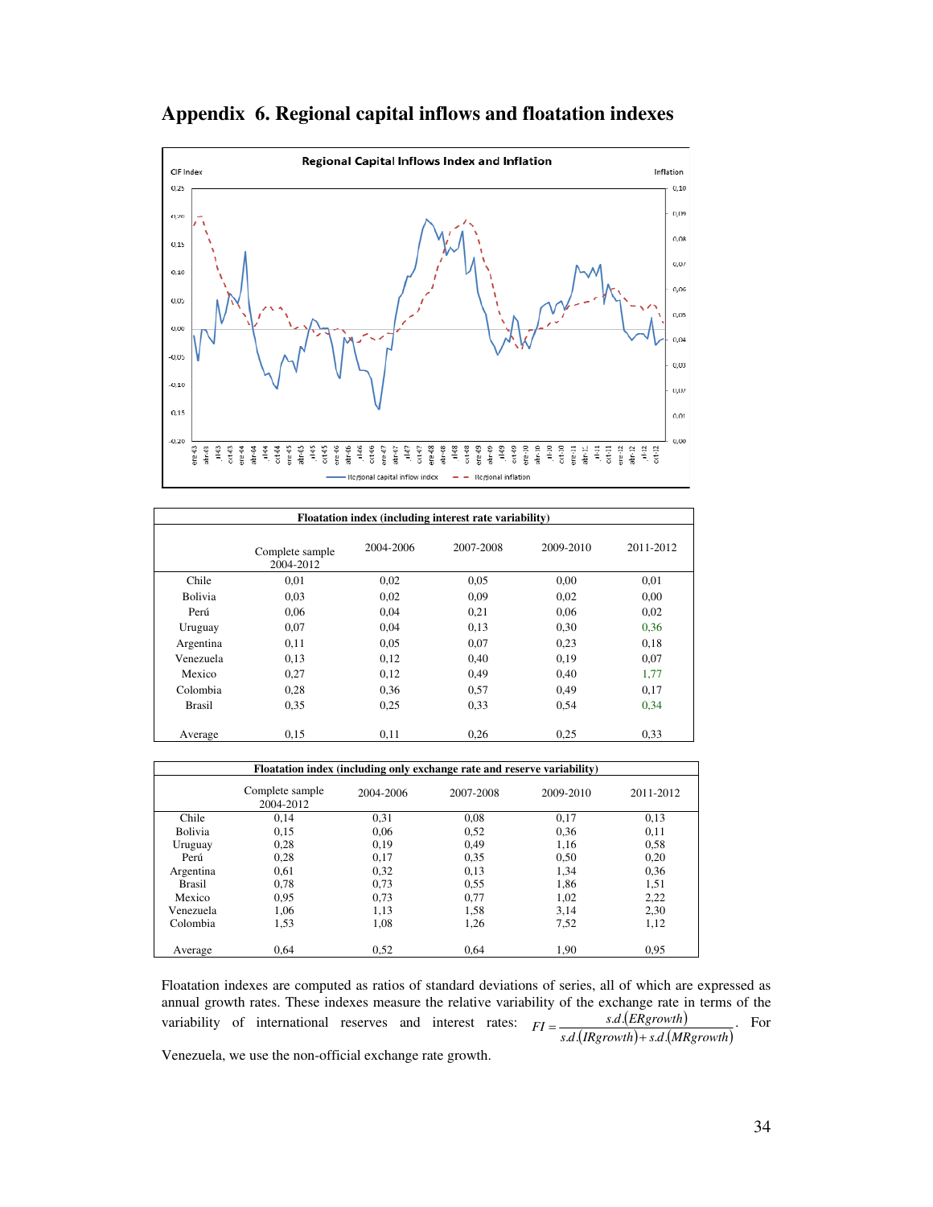# Appendix 6. Regional capital inflows and floatation indexes

**Regional Capital Inflows Index and Inflation**

CIF Index | Inflation

Regional capital inflow index — Regional inflation

| Floatation index (including interest rate variability) | | | | | |
|---|---|---|---|---|---|
| | Complete sample 2004-2012 | 2004-2006 | 2007-2008 | 2009-2010 | 2011-2012 |
| Chile | 0,01 | 0,02 | 0,05 | 0,00 | 0,01 |
| Bolivia | 0,03 | 0,02 | 0,09 | 0,02 | 0,00 |
| Perú | 0,06 | 0,04 | 0,21 | 0,06 | 0,02 |
| Uruguay | 0,07 | 0,04 | 0,13 | 0,30 | 0,36 |
| Argentina | 0,11 | 0,05 | 0,07 | 0,23 | 0,18 |
| Venezuela | 0,13 | 0,12 | 0,40 | 0,19 | 0,07 |
| Mexico | 0,27 | 0,12 | 0,49 | 0,40 | 1,77 |
| Colombia | 0,28 | 0,36 | 0,57 | 0,49 | 0,17 |
| Brasil | 0,35 | 0,25 | 0,33 | 0,54 | 0,34 |
| Average | 0,15 | 0,11 | 0,26 | 0,25 | 0,33 |

| Floatation index (including only exchange rate and reserve variability) | | | | | |
|---|---|---|---|---|---|
| | Complete sample 2004-2012 | 2004-2006 | 2007-2008 | 2009-2010 | 2011-2012 |
| Chile | 0,14 | 0,31 | 0,08 | 0,17 | 0,13 |
| Bolivia | 0,15 | 0,06 | 0,52 | 0,36 | 0,11 |
| Uruguay | 0,28 | 0,19 | 0,49 | 1,16 | 0,58 |
| Perú | 0,28 | 0,17 | 0,35 | 0,50 | 0,20 |
| Argentina | 0,61 | 0,32 | 0,13 | 1,34 | 0,36 |
| Brasil | 0,78 | 0,73 | 0,55 | 1,86 | 1,51 |
| Mexico | 0,95 | 0,73 | 0,77 | 1,02 | 2,22 |
| Venezuela | 1,06 | 1,13 | 1,58 | 3,14 | 2,30 |
| Colombia | 1,53 | 1,08 | 1,26 | 7,52 | 1,12 |
| Average | 0,64 | 0,52 | 0,64 | 1,90 | 0,95 |

Floatation indexes are computed as ratios of standard deviations of series, all of which are expressed as annual growth rates. These indexes measure the relative variability of the exchange rate in terms of the variability of international reserves and interest rates: $FI = \frac{s.d.(ERgrowth)}{s.d.(IRgrowth) + s.d.(MRgrowth)}$. For Venezuela, we use the non-official exchange rate growth.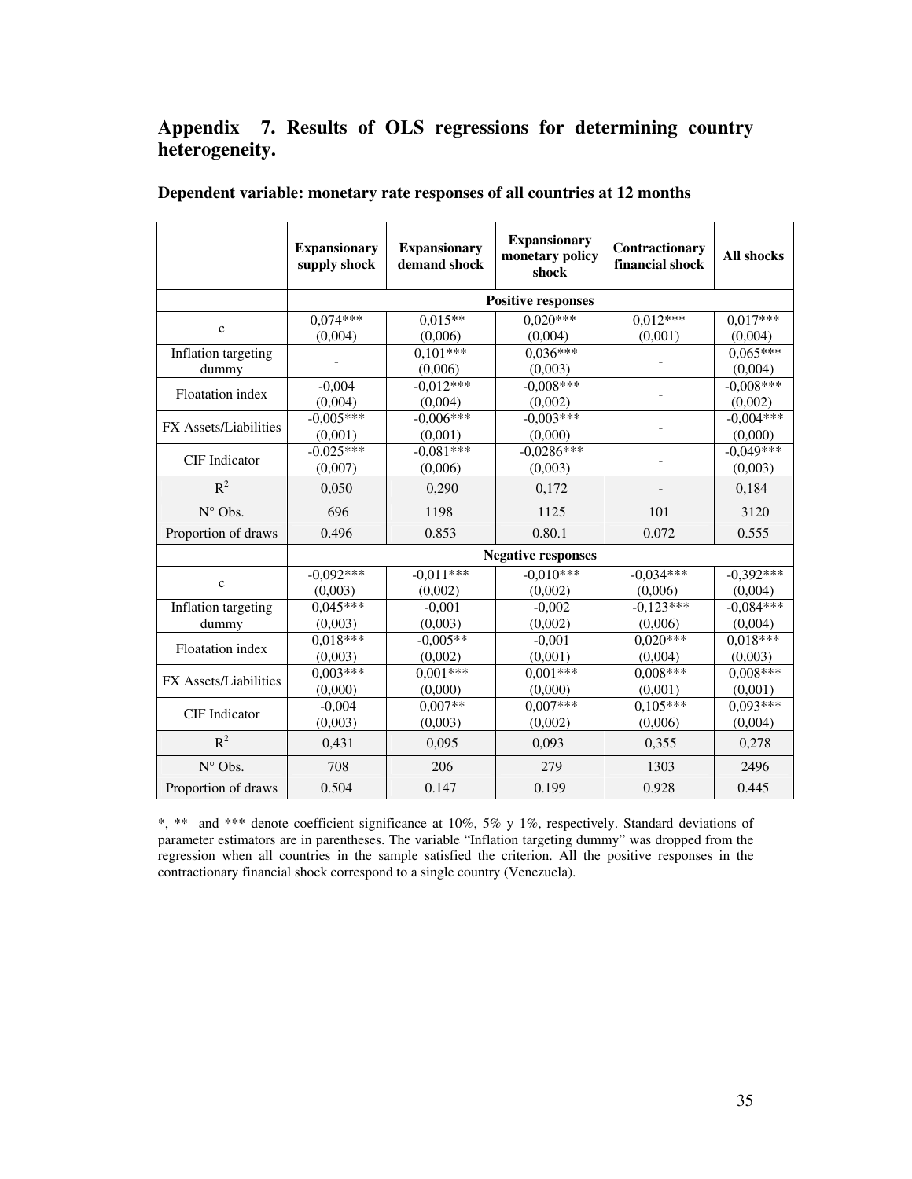## Appendix 7. Results of OLS regressions for determining country heterogeneity.

**Dependent variable: monetary rate responses of all countries at 12 months**

| | **Expansionary supply shock** | **Expansionary demand shock** | **Expansionary monetary policy shock** | **Contractionary financial shock** | **All shocks** |
|---|---|---|---|---|---|
| | **Positive responses** | | | | |
| c | 0,074***<br>(0,004) | 0,015**<br>(0,006) | 0,020***<br>(0,004) | 0,012***<br>(0,001) | 0,017***<br>(0,004) |
| Inflation targeting dummy | - | 0,101***<br>(0,006) | 0,036***<br>(0,003) | - | 0,065***<br>(0,004) |
| Floatation index | -0,004<br>(0,004) | -0,012***<br>(0,004) | -0,008***<br>(0,002) | - | -0,008***<br>(0,002) |
| FX Assets/Liabilities | -0,005***<br>(0,001) | -0,006***<br>(0,001) | -0,003***<br>(0,000) | - | -0,004***<br>(0,000) |
| CIF Indicator | -0.025***<br>(0,007) | -0,081***<br>(0,006) | -0,0286***<br>(0,003) | - | -0,049***<br>(0,003) |
| $R^2$ | 0,050 | 0,290 | 0,172 | - | 0,184 |
| N° Obs. | 696 | 1198 | 1125 | 101 | 3120 |
| Proportion of draws | 0.496 | 0.853 | 0.80.1 | 0.072 | 0.555 |
| | **Negative responses** | | | | |
| c | -0,092***<br>(0,003) | -0,011***<br>(0,002) | -0,010***<br>(0,002) | -0,034***<br>(0,006) | -0,392***<br>(0,004) |
| Inflation targeting dummy | 0,045***<br>(0,003) | -0,001<br>(0,003) | -0,002<br>(0,002) | -0,123***<br>(0,006) | -0,084***<br>(0,004) |
| Floatation index | 0,018***<br>(0,003) | -0,005**<br>(0,002) | -0,001<br>(0,001) | 0,020***<br>(0,004) | 0,018***<br>(0,003) |
| FX Assets/Liabilities | 0,003***<br>(0,000) | 0,001***<br>(0,000) | 0,001***<br>(0,000) | 0,008***<br>(0,001) | 0,008***<br>(0,001) |
| CIF Indicator | -0,004<br>(0,003) | 0,007**<br>(0,003) | 0,007***<br>(0,002) | 0,105***<br>(0,006) | 0,093***<br>(0,004) |
| $R^2$ | 0,431 | 0,095 | 0,093 | 0,355 | 0,278 |
| N° Obs. | 708 | 206 | 279 | 1303 | 2496 |
| Proportion of draws | 0.504 | 0.147 | 0.199 | 0.928 | 0.445 |

*, ** and *** denote coefficient significance at 10%, 5% y 1%, respectively. Standard deviations of parameter estimators are in parentheses. The variable "Inflation targeting dummy" was dropped from the regression when all countries in the sample satisfied the criterion. All the positive responses in the contractionary financial shock correspond to a single country (Venezuela).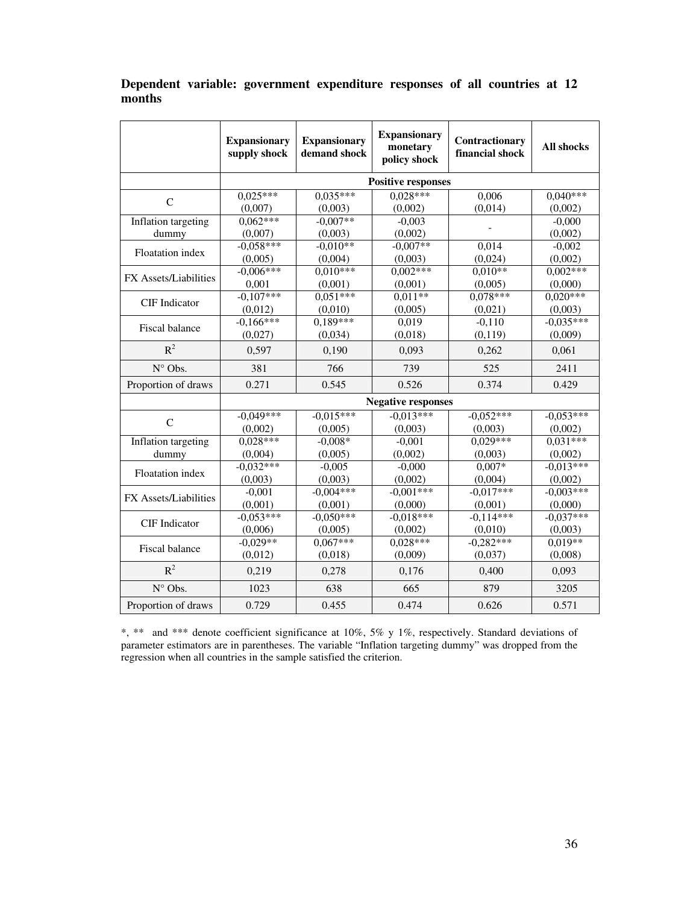**Dependent variable: government expenditure responses of all countries at 12 months**

| | Expansionary supply shock | Expansionary demand shock | Expansionary monetary policy shock | Contractionary financial shock | All shocks |
|---|---|---|---|---|---|
| | **Positive responses** | | | | |
| C | 0,025***<br>(0,007) | 0,035***<br>(0,003) | 0,028***<br>(0,002) | 0,006<br>(0,014) | 0,040***<br>(0,002) |
| Inflation targeting dummy | 0,062***<br>(0,007) | -0,007**<br>(0,003) | -0,003<br>(0,002) | - | -0,000<br>(0,002) |
| Floatation index | -0,058***<br>(0,005) | -0,010**<br>(0,004) | -0,007**<br>(0,003) | 0,014<br>(0,024) | -0,002<br>(0,002) |
| FX Assets/Liabilities | -0,006***<br>0,001 | 0,010***<br>(0,001) | 0,002***<br>(0,001) | 0,010**<br>(0,005) | 0,002***<br>(0,000) |
| CIF Indicator | -0,107***<br>(0,012) | 0,051***<br>(0,010) | 0,011**<br>(0,005) | 0,078***<br>(0,021) | 0,020***<br>(0,003) |
| Fiscal balance | -0,166***<br>(0,027) | 0,189***<br>(0,034) | 0,019<br>(0,018) | -0,110<br>(0,119) | -0,035***<br>(0,009) |
| $R^2$ | 0,597 | 0,190 | 0,093 | 0,262 | 0,061 |
| N° Obs. | 381 | 766 | 739 | 525 | 2411 |
| Proportion of draws | 0.271 | 0.545 | 0.526 | 0.374 | 0.429 |
| | **Negative responses** | | | | |
| C | -0,049***<br>(0,002) | -0,015***<br>(0,005) | -0,013***<br>(0,003) | -0,052***<br>(0,003) | -0,053***<br>(0,002) |
| Inflation targeting dummy | 0,028***<br>(0,004) | -0,008*<br>(0,005) | -0,001<br>(0,002) | 0,029***<br>(0,003) | 0,031***<br>(0,002) |
| Floatation index | -0,032***<br>(0,003) | -0,005<br>(0,003) | -0,000<br>(0,002) | 0,007*<br>(0,004) | -0,013***<br>(0,002) |
| FX Assets/Liabilities | -0,001<br>(0,001) | -0,004***<br>(0,001) | -0,001***<br>(0,000) | -0,017***<br>(0,001) | -0,003***<br>(0,000) |
| CIF Indicator | -0,053***<br>(0,006) | -0,050***<br>(0,005) | -0,018***<br>(0,002) | -0,114***<br>(0,010) | -0,037***<br>(0,003) |
| Fiscal balance | -0,029**<br>(0,012) | 0,067***<br>(0,018) | 0,028***<br>(0,009) | -0,282***<br>(0,037) | 0,019**<br>(0,008) |
| $R^2$ | 0,219 | 0,278 | 0,176 | 0,400 | 0,093 |
| N° Obs. | 1023 | 638 | 665 | 879 | 3205 |
| Proportion of draws | 0.729 | 0.455 | 0.474 | 0.626 | 0.571 |

*, ** and *** denote coefficient significance at 10%, 5% y 1%, respectively. Standard deviations of parameter estimators are in parentheses. The variable "Inflation targeting dummy" was dropped from the regression when all countries in the sample satisfied the criterion.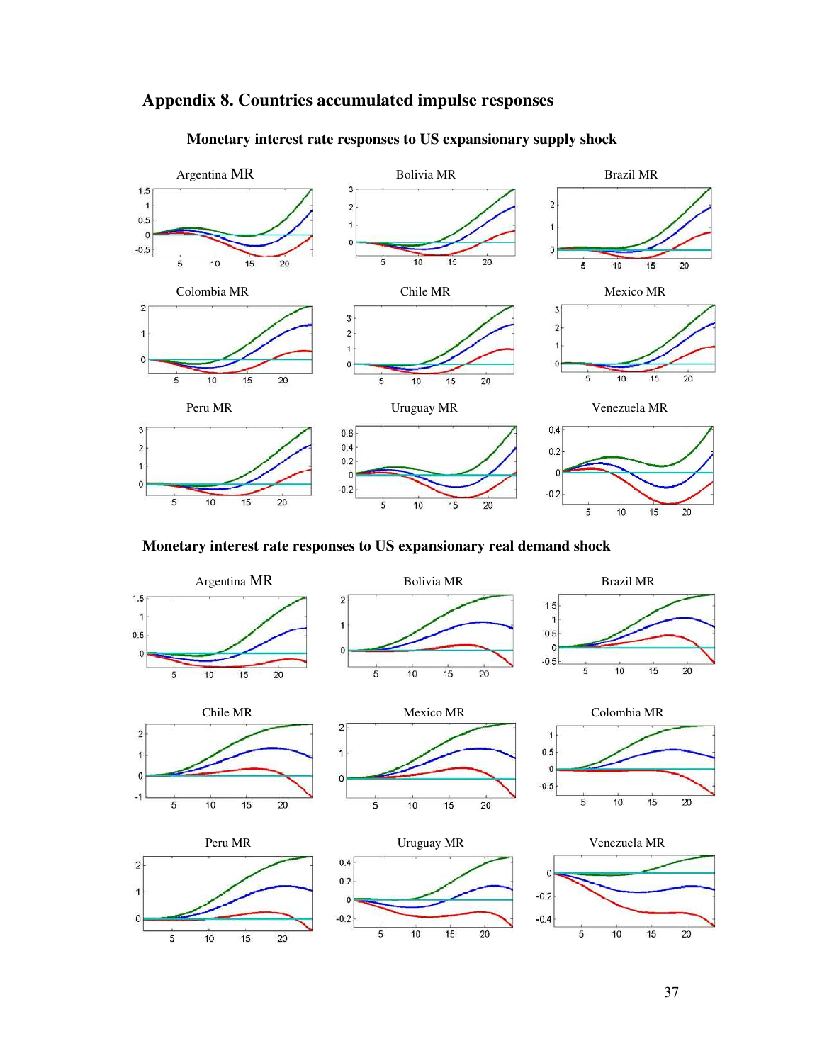## Appendix 8. Countries accumulated impulse responses

### Monetary interest rate responses to US expansionary supply shock

### Monetary interest rate responses to US expansionary real demand shock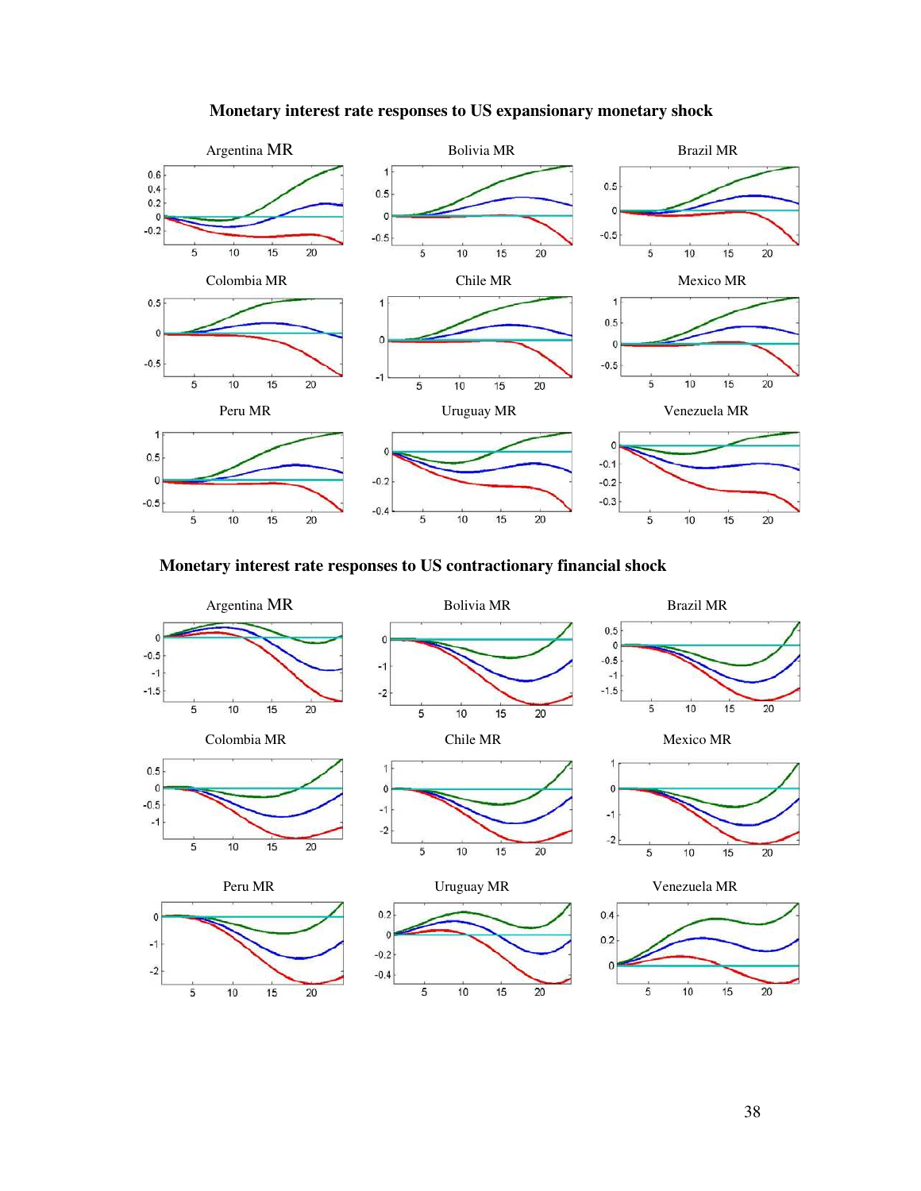**Monetary interest rate responses to US expansionary monetary shock**

Argentina MR

Bolivia MR

Brazil MR

Colombia MR

Chile MR

Mexico MR

Peru MR

Uruguay MR

Venezuela MR

**Monetary interest rate responses to US contractionary financial shock**

Argentina MR

Bolivia MR

Brazil MR

Colombia MR

Chile MR

Mexico MR

Peru MR

Uruguay MR

Venezuela MR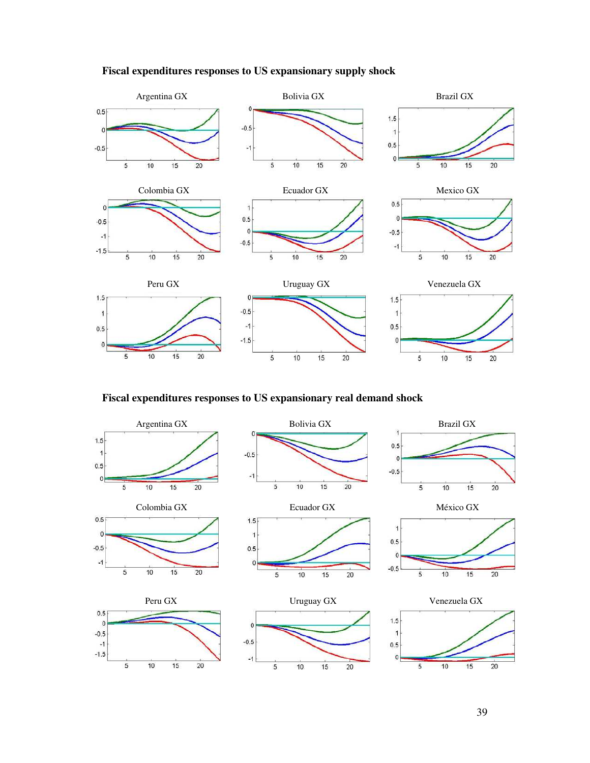**Fiscal expenditures responses to US expansionary supply shock**

Argentina GX

Bolivia GX

Brazil GX

Colombia GX

Ecuador GX

Mexico GX

Peru GX

Uruguay GX

Venezuela GX

**Fiscal expenditures responses to US expansionary real demand shock**

Argentina GX

Bolivia GX

Brazil GX

Colombia GX

Ecuador GX

México GX

Peru GX

Uruguay GX

Venezuela GX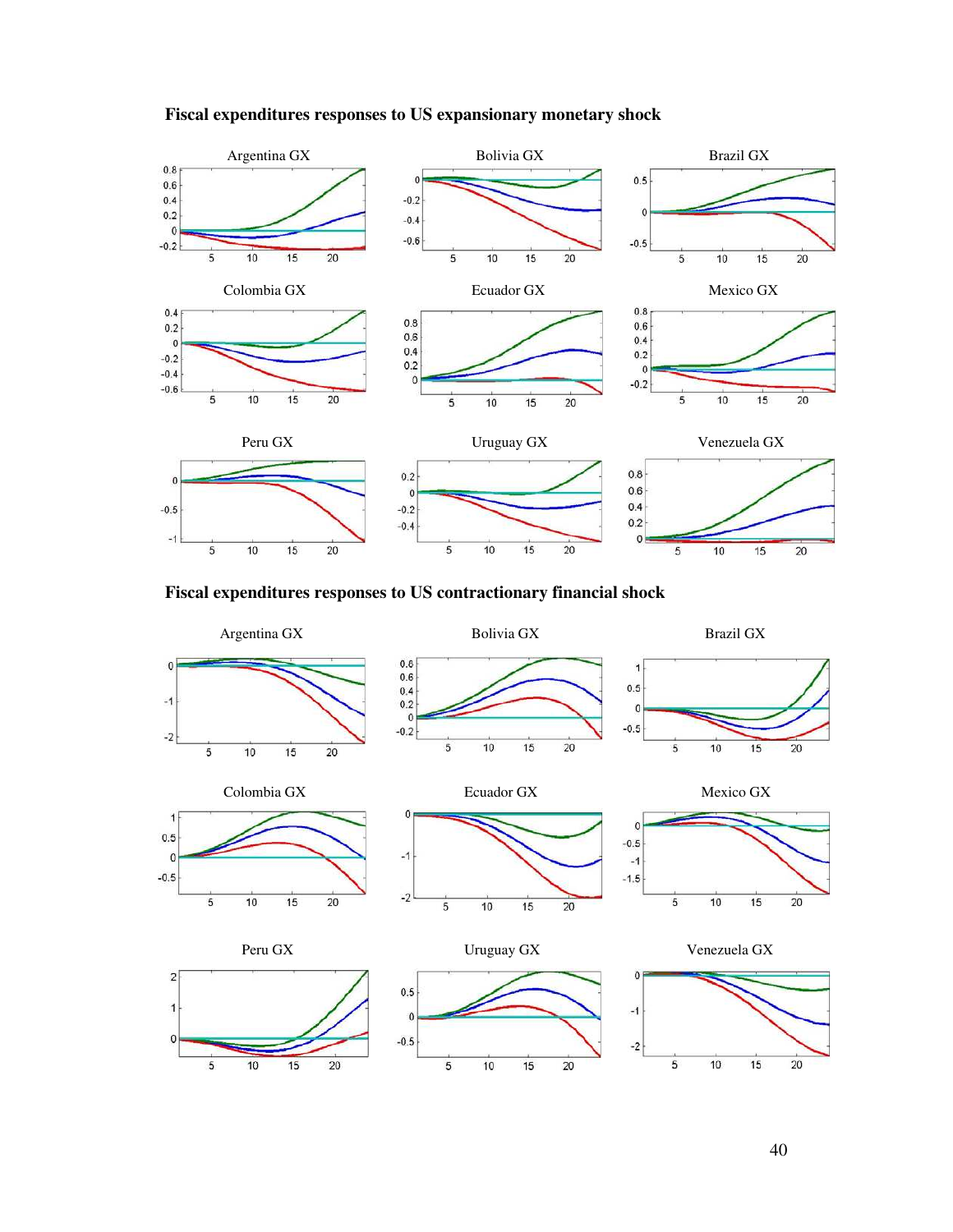**Fiscal expenditures responses to US expansionary monetary shock**

Argentina GX

0.8
0.6
0.4
0.2
0
-0.2
5 10 15 20

Bolivia GX

0
-0.2
-0.4
-0.6
5 10 15 20

Brazil GX

0.5
0
-0.5
5 10 15 20

Colombia GX

0.4
0.2
0
-0.2
-0.4
-0.6
5 10 15 20

Ecuador GX

0.8
0.6
0.4
0.2
0
5 10 15 20

Mexico GX

0.8
0.6
0.4
0.2
0
-0.2
5 10 15 20

Peru GX

0
-0.5
-1
5 10 15 20

Uruguay GX

0.2
0
-0.2
-0.4
5 10 15 20

Venezuela GX

0.8
0.6
0.4
0.2
0
5 10 15 20

**Fiscal expenditures responses to US contractionary financial shock**

Argentina GX

0
-1
-2
5 10 15 20

Bolivia GX

0.8
0.6
0.4
0.2
0
-0.2
5 10 15 20

Brazil GX

1
0.5
0
-0.5
5 10 15 20

Colombia GX

1
0.5
0
-0.5
5 10 15 20

Ecuador GX

0
-1
-2
5 10 15 20

Mexico GX

0
-0.5
-1
-1.5
5 10 15 20

Peru GX

2
1
0
5 10 15 20

Uruguay GX

0.5
0
-0.5
5 10 15 20

Venezuela GX

0
-1
-2
5 10 15 20